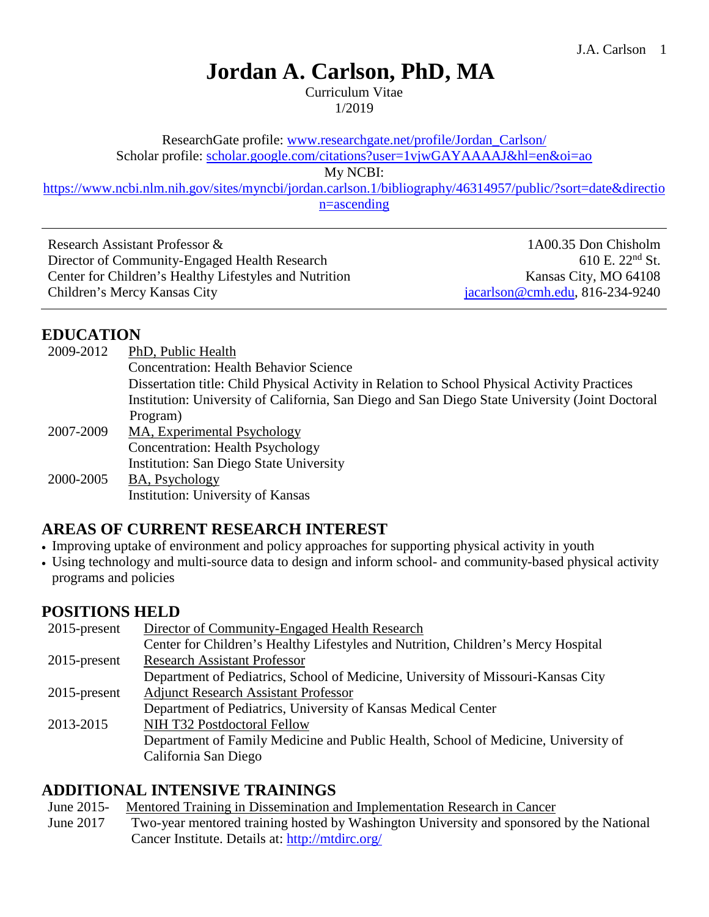# Jordan A. Carlson, PhD, MA

Curriculum Vitae
1/2019

ResearchGate profile: [www.researchgate.net/profile/Jordan_Carlson/](www.researchgate.net/profile/Jordan_Carlson/)
Scholar profile: [scholar.google.com/citations?user=1vjwGAYAAAAJ&hl=en&oi=ao](scholar.google.com/citations?user=1vjwGAYAAAAJ&hl=en&oi=ao)
My NCBI:
[https://www.ncbi.nlm.nih.gov/sites/myncbi/jordan.carlson.1/bibliography/46314957/public/?sort=date&direction=ascending](https://www.ncbi.nlm.nih.gov/sites/myncbi/jordan.carlson.1/bibliography/46314957/public/?sort=date&direction=ascending)

---

Research Assistant Professor &
Director of Community-Engaged Health Research
Center for Children's Healthy Lifestyles and Nutrition
Children's Mercy Kansas City

1A00.35 Don Chisholm
610 E. 22nd St.
Kansas City, MO 64108
[jacarlson@cmh.edu](mailto:jacarlson@cmh.edu), 816-234-9240

---

## EDUCATION

2009-2012 PhD, Public Health
Concentration: Health Behavior Science
Dissertation title: Child Physical Activity in Relation to School Physical Activity Practices
Institution: University of California, San Diego and San Diego State University (Joint Doctoral Program)

2007-2009 MA, Experimental Psychology
Concentration: Health Psychology
Institution: San Diego State University

2000-2005 BA, Psychology
Institution: University of Kansas

## AREAS OF CURRENT RESEARCH INTEREST

- Improving uptake of environment and policy approaches for supporting physical activity in youth
- Using technology and multi-source data to design and inform school- and community-based physical activity programs and policies

## POSITIONS HELD

2015-present Director of Community-Engaged Health Research
Center for Children's Healthy Lifestyles and Nutrition, Children's Mercy Hospital

2015-present Research Assistant Professor
Department of Pediatrics, School of Medicine, University of Missouri-Kansas City

2015-present Adjunct Research Assistant Professor
Department of Pediatrics, University of Kansas Medical Center

2013-2015 NIH T32 Postdoctoral Fellow
Department of Family Medicine and Public Health, School of Medicine, University of California San Diego

## ADDITIONAL INTENSIVE TRAININGS

June 2015-June 2017 Mentored Training in Dissemination and Implementation Research in Cancer
Two-year mentored training hosted by Washington University and sponsored by the National Cancer Institute. Details at: [http://mtdirc.org/](http://mtdirc.org/)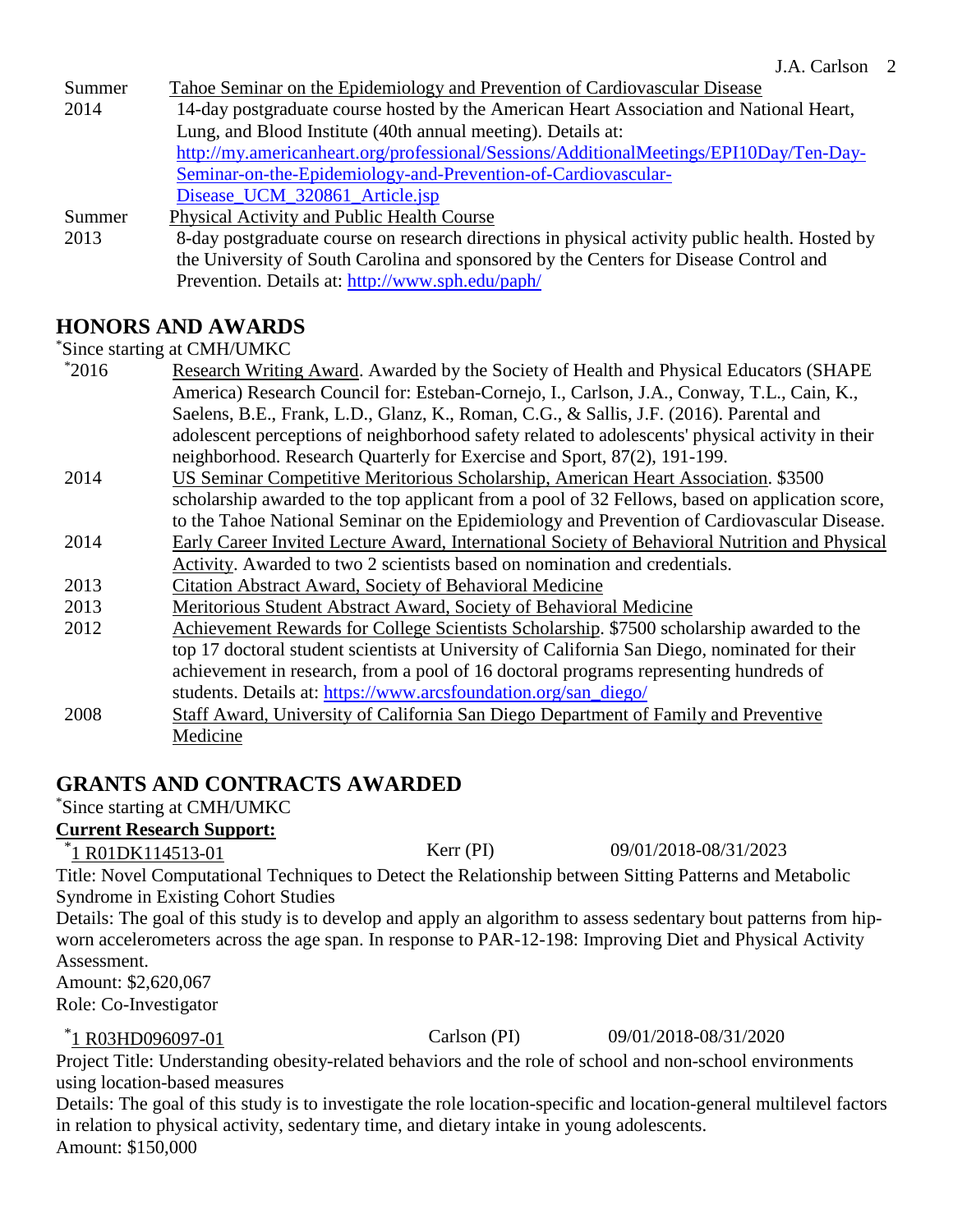Summer 2014 — Tahoe Seminar on the Epidemiology and Prevention of Cardiovascular Disease
14-day postgraduate course hosted by the American Heart Association and National Heart, Lung, and Blood Institute (40th annual meeting). Details at: http://my.americanheart.org/professional/Sessions/AdditionalMeetings/EPI10Day/Ten-Day-Seminar-on-the-Epidemiology-and-Prevention-of-Cardiovascular-Disease_UCM_320861_Article.jsp

Summer 2013 — Physical Activity and Public Health Course
8-day postgraduate course on research directions in physical activity public health. Hosted by the University of South Carolina and sponsored by the Centers for Disease Control and Prevention. Details at: http://www.sph.edu/paph/

## HONORS AND AWARDS

*Since starting at CMH/UMKC

*2016 — Research Writing Award. Awarded by the Society of Health and Physical Educators (SHAPE America) Research Council for: Esteban-Cornejo, I., Carlson, J.A., Conway, T.L., Cain, K., Saelens, B.E., Frank, L.D., Glanz, K., Roman, C.G., & Sallis, J.F. (2016). Parental and adolescent perceptions of neighborhood safety related to adolescents' physical activity in their neighborhood. Research Quarterly for Exercise and Sport, 87(2), 191-199.

2014 — US Seminar Competitive Meritorious Scholarship, American Heart Association. $3500 scholarship awarded to the top applicant from a pool of 32 Fellows, based on application score, to the Tahoe National Seminar on the Epidemiology and Prevention of Cardiovascular Disease.

2014 — Early Career Invited Lecture Award, International Society of Behavioral Nutrition and Physical Activity. Awarded to two 2 scientists based on nomination and credentials.

2013 — Citation Abstract Award, Society of Behavioral Medicine

2013 — Meritorious Student Abstract Award, Society of Behavioral Medicine

2012 — Achievement Rewards for College Scientists Scholarship. $7500 scholarship awarded to the top 17 doctoral student scientists at University of California San Diego, nominated for their achievement in research, from a pool of 16 doctoral programs representing hundreds of students. Details at: https://www.arcsfoundation.org/san_diego/

2008 — Staff Award, University of California San Diego Department of Family and Preventive Medicine

## GRANTS AND CONTRACTS AWARDED

*Since starting at CMH/UMKC

**Current Research Support:**

*1 R01DK114513-01 — Kerr (PI) — 09/01/2018-08/31/2023
Title: Novel Computational Techniques to Detect the Relationship between Sitting Patterns and Metabolic Syndrome in Existing Cohort Studies
Details: The goal of this study is to develop and apply an algorithm to assess sedentary bout patterns from hip-worn accelerometers across the age span. In response to PAR-12-198: Improving Diet and Physical Activity Assessment.
Amount: $2,620,067
Role: Co-Investigator

*1 R03HD096097-01 — Carlson (PI) — 09/01/2018-08/31/2020
Project Title: Understanding obesity-related behaviors and the role of school and non-school environments using location-based measures
Details: The goal of this study is to investigate the role location-specific and location-general multilevel factors in relation to physical activity, sedentary time, and dietary intake in young adolescents.
Amount: $150,000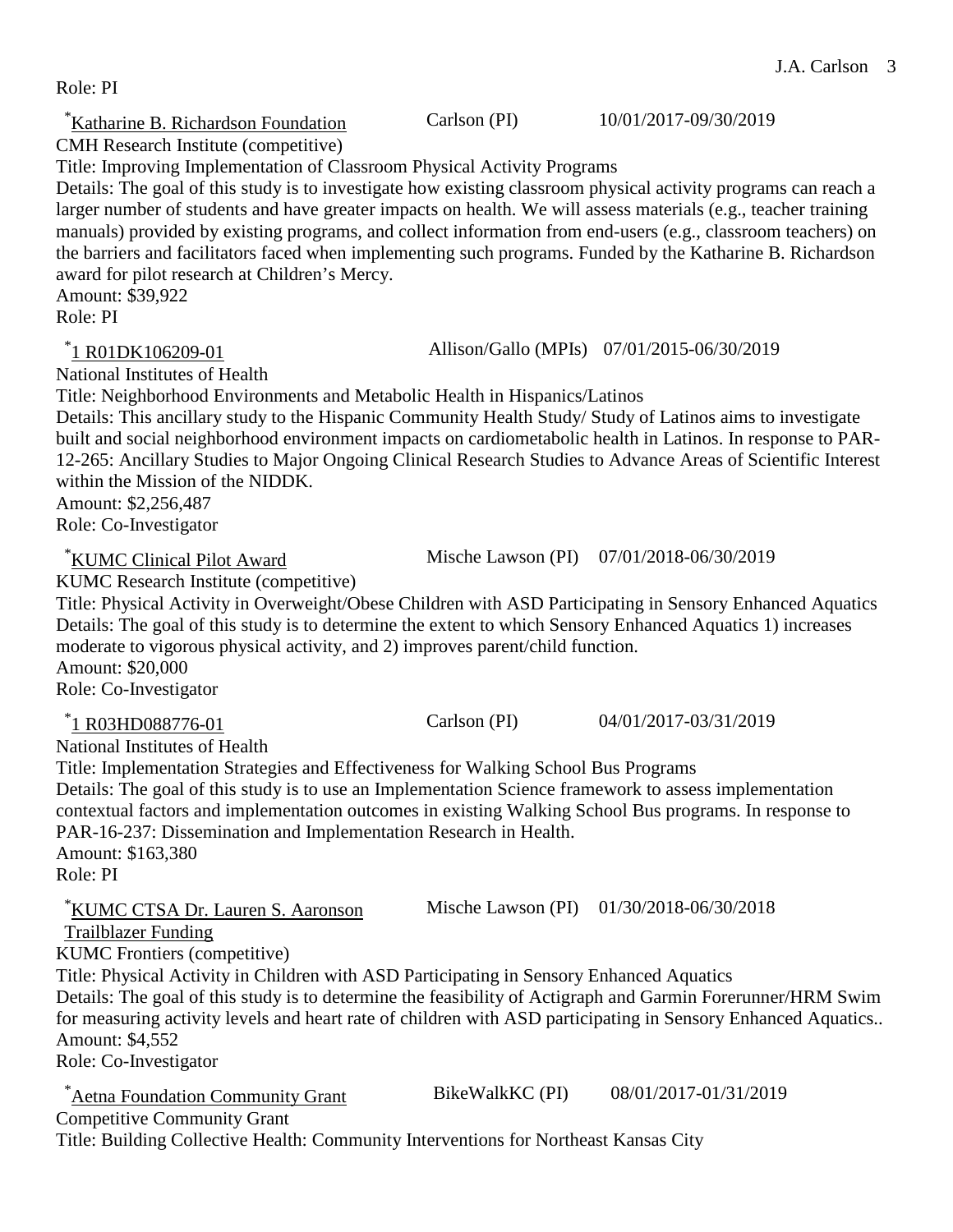Role: PI

*[Katharine B. Richardson Foundation] Carlson (PI) 10/01/2017-09/30/2019
CMH Research Institute (competitive)
Title: Improving Implementation of Classroom Physical Activity Programs
Details: The goal of this study is to investigate how existing classroom physical activity programs can reach a larger number of students and have greater impacts on health. We will assess materials (e.g., teacher training manuals) provided by existing programs, and collect information from end-users (e.g., classroom teachers) on the barriers and facilitators faced when implementing such programs. Funded by the Katharine B. Richardson award for pilot research at Children's Mercy.
Amount: $39,922
Role: PI

*[1 R01DK106209-01] Allison/Gallo (MPIs) 07/01/2015-06/30/2019
National Institutes of Health
Title: Neighborhood Environments and Metabolic Health in Hispanics/Latinos
Details: This ancillary study to the Hispanic Community Health Study/ Study of Latinos aims to investigate built and social neighborhood environment impacts on cardiometabolic health in Latinos. In response to PAR-12-265: Ancillary Studies to Major Ongoing Clinical Research Studies to Advance Areas of Scientific Interest within the Mission of the NIDDK.
Amount: $2,256,487
Role: Co-Investigator

*[KUMC Clinical Pilot Award] Mische Lawson (PI) 07/01/2018-06/30/2019
KUMC Research Institute (competitive)
Title: Physical Activity in Overweight/Obese Children with ASD Participating in Sensory Enhanced Aquatics
Details: The goal of this study is to determine the extent to which Sensory Enhanced Aquatics 1) increases moderate to vigorous physical activity, and 2) improves parent/child function.
Amount: $20,000
Role: Co-Investigator

*[1 R03HD088776-01] Carlson (PI) 04/01/2017-03/31/2019
National Institutes of Health
Title: Implementation Strategies and Effectiveness for Walking School Bus Programs
Details: The goal of this study is to use an Implementation Science framework to assess implementation contextual factors and implementation outcomes in existing Walking School Bus programs. In response to PAR-16-237: Dissemination and Implementation Research in Health.
Amount: $163,380
Role: PI

*[KUMC CTSA Dr. Lauren S. Aaronson Trailblazer Funding] Mische Lawson (PI) 01/30/2018-06/30/2018
KUMC Frontiers (competitive)
Title: Physical Activity in Children with ASD Participating in Sensory Enhanced Aquatics
Details: The goal of this study is to determine the feasibility of Actigraph and Garmin Forerunner/HRM Swim for measuring activity levels and heart rate of children with ASD participating in Sensory Enhanced Aquatics..
Amount: $4,552
Role: Co-Investigator

*[Aetna Foundation Community Grant] BikeWalkKC (PI) 08/01/2017-01/31/2019
Competitive Community Grant
Title: Building Collective Health: Community Interventions for Northeast Kansas City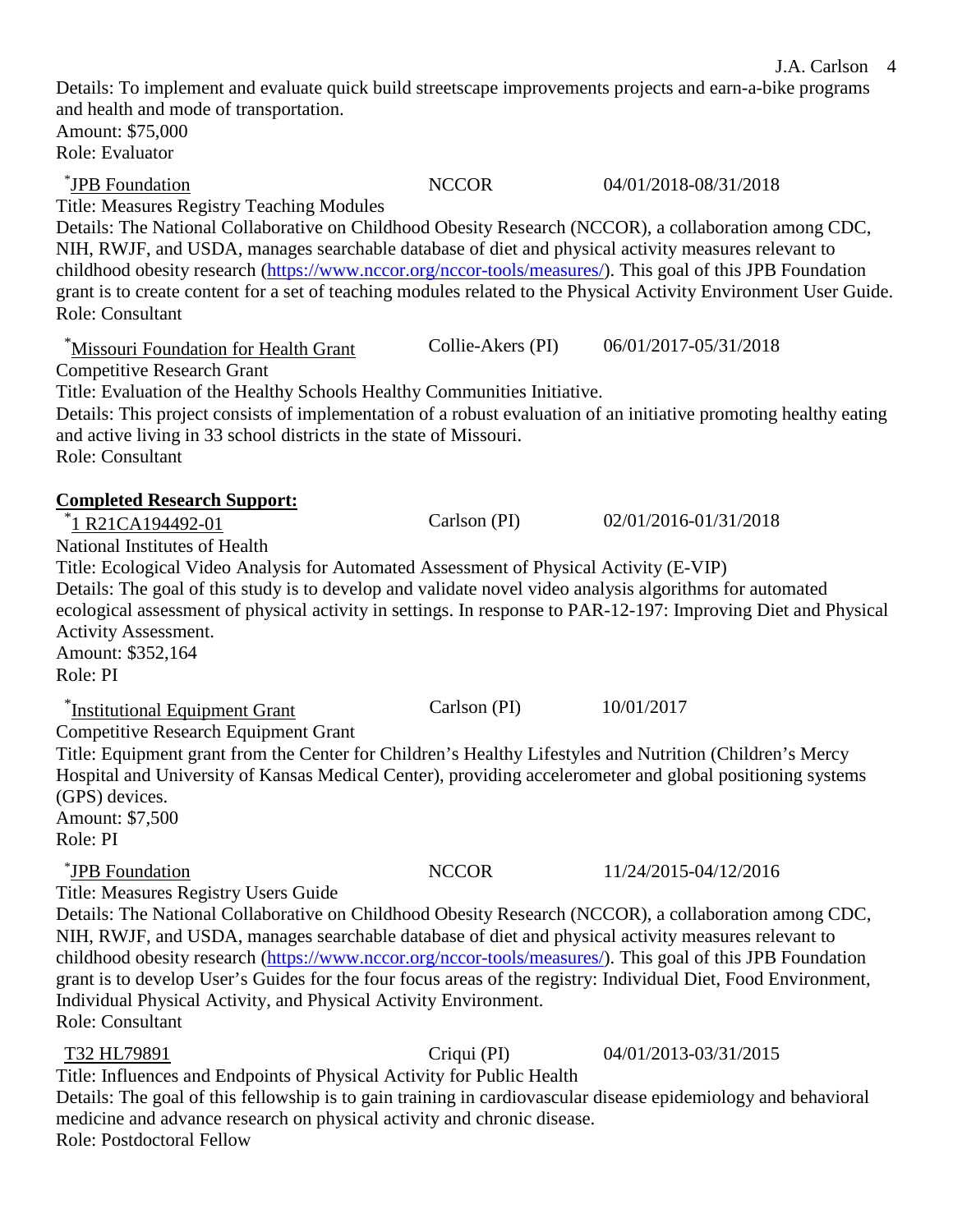Details: To implement and evaluate quick build streetscape improvements projects and earn-a-bike programs and health and mode of transportation.
Amount: $75,000
Role: Evaluator

*JPB Foundation NCCOR 04/01/2018-08/31/2018
Title: Measures Registry Teaching Modules
Details: The National Collaborative on Childhood Obesity Research (NCCOR), a collaboration among CDC, NIH, RWJF, and USDA, manages searchable database of diet and physical activity measures relevant to childhood obesity research (https://www.nccor.org/nccor-tools/measures/). This goal of this JPB Foundation grant is to create content for a set of teaching modules related to the Physical Activity Environment User Guide.
Role: Consultant

*Missouri Foundation for Health Grant Collie-Akers (PI) 06/01/2017-05/31/2018
Competitive Research Grant
Title: Evaluation of the Healthy Schools Healthy Communities Initiative.
Details: This project consists of implementation of a robust evaluation of an initiative promoting healthy eating and active living in 33 school districts in the state of Missouri.
Role: Consultant

**Completed Research Support:**

*1 R21CA194492-01 Carlson (PI) 02/01/2016-01/31/2018
National Institutes of Health
Title: Ecological Video Analysis for Automated Assessment of Physical Activity (E-VIP)
Details: The goal of this study is to develop and validate novel video analysis algorithms for automated ecological assessment of physical activity in settings. In response to PAR-12-197: Improving Diet and Physical Activity Assessment.
Amount: $352,164
Role: PI

*Institutional Equipment Grant Carlson (PI) 10/01/2017
Competitive Research Equipment Grant
Title: Equipment grant from the Center for Children's Healthy Lifestyles and Nutrition (Children's Mercy Hospital and University of Kansas Medical Center), providing accelerometer and global positioning systems (GPS) devices.
Amount: $7,500
Role: PI

*JPB Foundation NCCOR 11/24/2015-04/12/2016
Title: Measures Registry Users Guide
Details: The National Collaborative on Childhood Obesity Research (NCCOR), a collaboration among CDC, NIH, RWJF, and USDA, manages searchable database of diet and physical activity measures relevant to childhood obesity research (https://www.nccor.org/nccor-tools/measures/). This goal of this JPB Foundation grant is to develop User's Guides for the four focus areas of the registry: Individual Diet, Food Environment, Individual Physical Activity, and Physical Activity Environment.
Role: Consultant

T32 HL79891 Criqui (PI) 04/01/2013-03/31/2015
Title: Influences and Endpoints of Physical Activity for Public Health
Details: The goal of this fellowship is to gain training in cardiovascular disease epidemiology and behavioral medicine and advance research on physical activity and chronic disease.
Role: Postdoctoral Fellow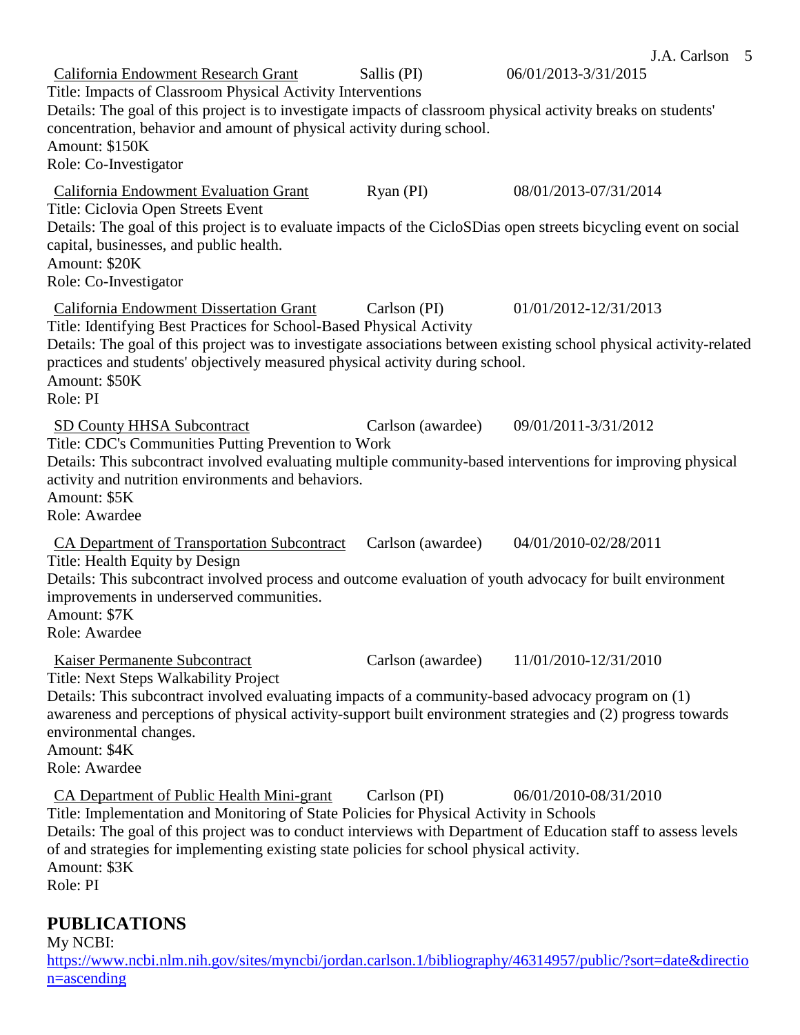California Endowment Research Grant  Sallis (PI)  06/01/2013-3/31/2015
Title: Impacts of Classroom Physical Activity Interventions
Details: The goal of this project is to investigate impacts of classroom physical activity breaks on students' concentration, behavior and amount of physical activity during school.
Amount: $150K
Role: Co-Investigator

California Endowment Evaluation Grant  Ryan (PI)  08/01/2013-07/31/2014
Title: Ciclovia Open Streets Event
Details: The goal of this project is to evaluate impacts of the CicloSDias open streets bicycling event on social capital, businesses, and public health.
Amount: $20K
Role: Co-Investigator

California Endowment Dissertation Grant  Carlson (PI)  01/01/2012-12/31/2013
Title: Identifying Best Practices for School-Based Physical Activity
Details: The goal of this project was to investigate associations between existing school physical activity-related practices and students' objectively measured physical activity during school.
Amount: $50K
Role: PI

SD County HHSA Subcontract  Carlson (awardee)  09/01/2011-3/31/2012
Title: CDC's Communities Putting Prevention to Work
Details: This subcontract involved evaluating multiple community-based interventions for improving physical activity and nutrition environments and behaviors.
Amount: $5K
Role: Awardee

CA Department of Transportation Subcontract  Carlson (awardee)  04/01/2010-02/28/2011
Title: Health Equity by Design
Details: This subcontract involved process and outcome evaluation of youth advocacy for built environment improvements in underserved communities.
Amount: $7K
Role: Awardee

Kaiser Permanente Subcontract  Carlson (awardee)  11/01/2010-12/31/2010
Title: Next Steps Walkability Project
Details: This subcontract involved evaluating impacts of a community-based advocacy program on (1) awareness and perceptions of physical activity-support built environment strategies and (2) progress towards environmental changes.
Amount: $4K
Role: Awardee

CA Department of Public Health Mini-grant  Carlson (PI)  06/01/2010-08/31/2010
Title: Implementation and Monitoring of State Policies for Physical Activity in Schools
Details: The goal of this project was to conduct interviews with Department of Education staff to assess levels of and strategies for implementing existing state policies for school physical activity.
Amount: $3K
Role: PI

## PUBLICATIONS

My NCBI:
https://www.ncbi.nlm.nih.gov/sites/myncbi/jordan.carlson.1/bibliography/46314957/public/?sort=date&direction=ascending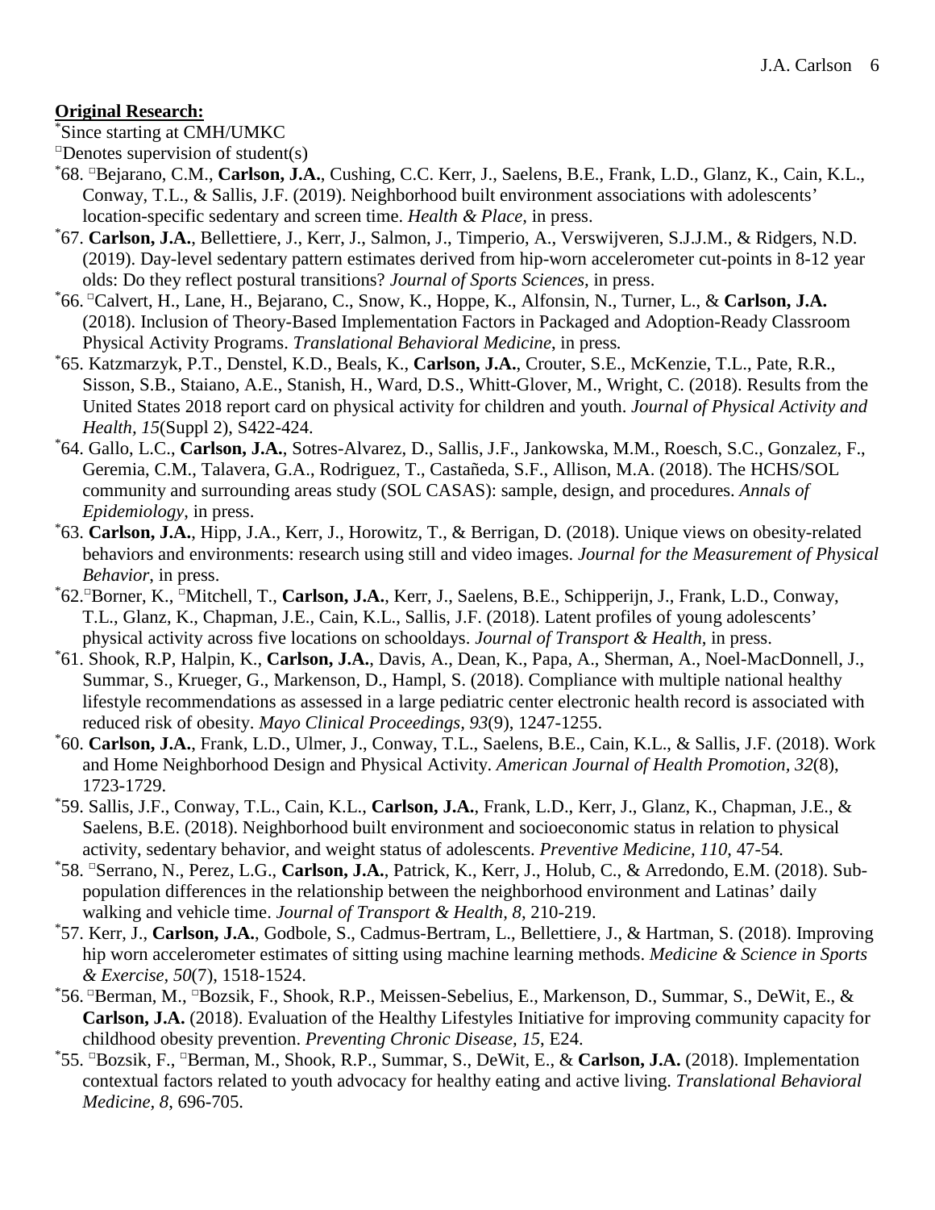**Original Research:**

*Since starting at CMH/UMKC

□Denotes supervision of student(s)

*68. □Bejarano, C.M., **Carlson, J.A.**, Cushing, C.C. Kerr, J., Saelens, B.E., Frank, L.D., Glanz, K., Cain, K.L., Conway, T.L., & Sallis, J.F. (2019). Neighborhood built environment associations with adolescents' location-specific sedentary and screen time. *Health & Place,* in press.

*67. **Carlson, J.A.**, Bellettiere, J., Kerr, J., Salmon, J., Timperio, A., Verswijveren, S.J.J.M., & Ridgers, N.D. (2019). Day-level sedentary pattern estimates derived from hip-worn accelerometer cut-points in 8-12 year olds: Do they reflect postural transitions? *Journal of Sports Sciences,* in press.

*66. □Calvert, H., Lane, H., Bejarano, C., Snow, K., Hoppe, K., Alfonsin, N., Turner, L., & **Carlson, J.A.** (2018). Inclusion of Theory-Based Implementation Factors in Packaged and Adoption-Ready Classroom Physical Activity Programs. *Translational Behavioral Medicine*, in press*.*

*65. Katzmarzyk, P.T., Denstel, K.D., Beals, K., **Carlson, J.A.**, Crouter, S.E., McKenzie, T.L., Pate, R.R., Sisson, S.B., Staiano, A.E., Stanish, H., Ward, D.S., Whitt-Glover, M., Wright, C. (2018). Results from the United States 2018 report card on physical activity for children and youth. *Journal of Physical Activity and Health, 15*(Suppl 2), S422-424.

*64. Gallo, L.C., **Carlson, J.A.**, Sotres-Alvarez, D., Sallis, J.F., Jankowska, M.M., Roesch, S.C., Gonzalez, F., Geremia, C.M., Talavera, G.A., Rodriguez, T., Castañeda, S.F., Allison, M.A. (2018). The HCHS/SOL community and surrounding areas study (SOL CASAS): sample, design, and procedures. *Annals of Epidemiology*, in press.

*63. **Carlson, J.A.**, Hipp, J.A., Kerr, J., Horowitz, T., & Berrigan, D. (2018). Unique views on obesity-related behaviors and environments: research using still and video images. *Journal for the Measurement of Physical Behavior*, in press.

*62.□Borner, K., □Mitchell, T., **Carlson, J.A.**, Kerr, J., Saelens, B.E., Schipperijn, J., Frank, L.D., Conway, T.L., Glanz, K., Chapman, J.E., Cain, K.L., Sallis, J.F. (2018). Latent profiles of young adolescents' physical activity across five locations on schooldays. *Journal of Transport & Health*, in press.

*61. Shook, R.P, Halpin, K., **Carlson, J.A.**, Davis, A., Dean, K., Papa, A., Sherman, A., Noel-MacDonnell, J., Summar, S., Krueger, G., Markenson, D., Hampl, S. (2018). Compliance with multiple national healthy lifestyle recommendations as assessed in a large pediatric center electronic health record is associated with reduced risk of obesity. *Mayo Clinical Proceedings, 93*(9), 1247-1255.

*60. **Carlson, J.A.**, Frank, L.D., Ulmer, J., Conway, T.L., Saelens, B.E., Cain, K.L., & Sallis, J.F. (2018). Work and Home Neighborhood Design and Physical Activity. *American Journal of Health Promotion*, *32*(8), 1723-1729.

*59. Sallis, J.F., Conway, T.L., Cain, K.L., **Carlson, J.A.**, Frank, L.D., Kerr, J., Glanz, K., Chapman, J.E., & Saelens, B.E. (2018). Neighborhood built environment and socioeconomic status in relation to physical activity, sedentary behavior, and weight status of adolescents. *Preventive Medicine, 110*, 47-54*.*

*58. □Serrano, N., Perez, L.G., **Carlson, J.A.**, Patrick, K., Kerr, J., Holub, C., & Arredondo, E.M. (2018). Sub-population differences in the relationship between the neighborhood environment and Latinas' daily walking and vehicle time. *Journal of Transport & Health, 8*, 210-219.

*57. Kerr, J., **Carlson, J.A.**, Godbole, S., Cadmus-Bertram, L., Bellettiere, J., & Hartman, S. (2018). Improving hip worn accelerometer estimates of sitting using machine learning methods. *Medicine & Science in Sports & Exercise, 50*(7), 1518-1524.

*56. □Berman, M., □Bozsik, F., Shook, R.P., Meissen-Sebelius, E., Markenson, D., Summar, S., DeWit, E., & **Carlson, J.A.** (2018). Evaluation of the Healthy Lifestyles Initiative for improving community capacity for childhood obesity prevention. *Preventing Chronic Disease, 15*, E24.

*55. □Bozsik, F., □Berman, M., Shook, R.P., Summar, S., DeWit, E., & **Carlson, J.A.** (2018). Implementation contextual factors related to youth advocacy for healthy eating and active living. *Translational Behavioral Medicine, 8*, 696-705.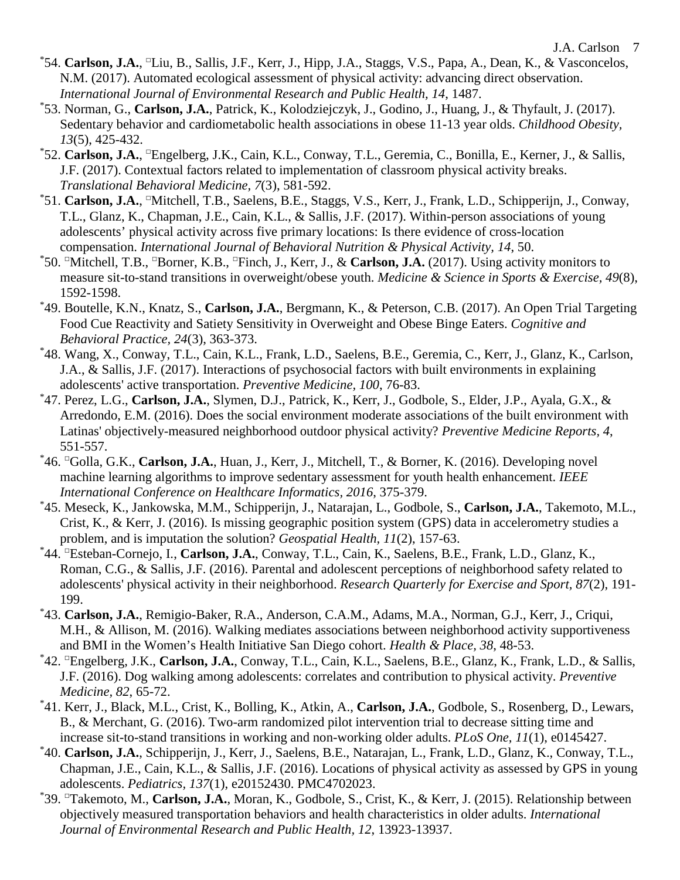*54. **Carlson, J.A.**, ▫Liu, B., Sallis, J.F., Kerr, J., Hipp, J.A., Staggs, V.S., Papa, A., Dean, K., & Vasconcelos, N.M. (2017). Automated ecological assessment of physical activity: advancing direct observation. *International Journal of Environmental Research and Public Health, 14*, 1487.

*53. Norman, G., **Carlson, J.A.**, Patrick, K., Kolodziejczyk, J., Godino, J., Huang, J., & Thyfault, J. (2017). Sedentary behavior and cardiometabolic health associations in obese 11-13 year olds. *Childhood Obesity, 13*(5), 425-432.

*52. **Carlson, J.A.**, ▫Engelberg, J.K., Cain, K.L., Conway, T.L., Geremia, C., Bonilla, E., Kerner, J., & Sallis, J.F. (2017). Contextual factors related to implementation of classroom physical activity breaks. *Translational Behavioral Medicine, 7*(3), 581-592.

*51. **Carlson, J.A.**, ▫Mitchell, T.B., Saelens, B.E., Staggs, V.S., Kerr, J., Frank, L.D., Schipperijn, J., Conway, T.L., Glanz, K., Chapman, J.E., Cain, K.L., & Sallis, J.F. (2017). Within-person associations of young adolescents' physical activity across five primary locations: Is there evidence of cross-location compensation. *International Journal of Behavioral Nutrition & Physical Activity, 14*, 50.

*50. ▫Mitchell, T.B., ▫Borner, K.B., ▫Finch, J., Kerr, J., & **Carlson, J.A.** (2017). Using activity monitors to measure sit-to-stand transitions in overweight/obese youth. *Medicine & Science in Sports & Exercise, 49*(8), 1592-1598.

*49. Boutelle, K.N., Knatz, S., **Carlson, J.A.**, Bergmann, K., & Peterson, C.B. (2017). An Open Trial Targeting Food Cue Reactivity and Satiety Sensitivity in Overweight and Obese Binge Eaters. *Cognitive and Behavioral Practice, 24*(3), 363-373.

*48. Wang, X., Conway, T.L., Cain, K.L., Frank, L.D., Saelens, B.E., Geremia, C., Kerr, J., Glanz, K., Carlson, J.A., & Sallis, J.F. (2017). Interactions of psychosocial factors with built environments in explaining adolescents' active transportation. *Preventive Medicine, 100*, 76-83.

*47. Perez, L.G., **Carlson, J.A.**, Slymen, D.J., Patrick, K., Kerr, J., Godbole, S., Elder, J.P., Ayala, G.X., & Arredondo, E.M. (2016). Does the social environment moderate associations of the built environment with Latinas' objectively-measured neighborhood outdoor physical activity? *Preventive Medicine Reports, 4*, 551-557.

*46. ▫Golla, G.K., **Carlson, J.A.**, Huan, J., Kerr, J., Mitchell, T., & Borner, K. (2016). Developing novel machine learning algorithms to improve sedentary assessment for youth health enhancement. *IEEE International Conference on Healthcare Informatics, 2016*, 375-379.

*45. Meseck, K., Jankowska, M.M., Schipperijn, J., Natarajan, L., Godbole, S., **Carlson, J.A.**, Takemoto, M.L., Crist, K., & Kerr, J. (2016). Is missing geographic position system (GPS) data in accelerometry studies a problem, and is imputation the solution? *Geospatial Health, 11*(2), 157-63.

*44. ▫Esteban-Cornejo, I., **Carlson, J.A.**, Conway, T.L., Cain, K., Saelens, B.E., Frank, L.D., Glanz, K., Roman, C.G., & Sallis, J.F. (2016). Parental and adolescent perceptions of neighborhood safety related to adolescents' physical activity in their neighborhood. *Research Quarterly for Exercise and Sport, 87*(2), 191-199.

*43. **Carlson, J.A.**, Remigio-Baker, R.A., Anderson, C.A.M., Adams, M.A., Norman, G.J., Kerr, J., Criqui, M.H., & Allison, M. (2016). Walking mediates associations between neighborhood activity supportiveness and BMI in the Women's Health Initiative San Diego cohort. *Health & Place, 38*, 48-53.

*42. ▫Engelberg, J.K., **Carlson, J.A.**, Conway, T.L., Cain, K.L., Saelens, B.E., Glanz, K., Frank, L.D., & Sallis, J.F. (2016). Dog walking among adolescents: correlates and contribution to physical activity. *Preventive Medicine, 82*, 65-72.

*41. Kerr, J., Black, M.L., Crist, K., Bolling, K., Atkin, A., **Carlson, J.A.**, Godbole, S., Rosenberg, D., Lewars, B., & Merchant, G. (2016). Two-arm randomized pilot intervention trial to decrease sitting time and increase sit-to-stand transitions in working and non-working older adults. *PLoS One, 11*(1), e0145427.

*40. **Carlson, J.A.**, Schipperijn, J., Kerr, J., Saelens, B.E., Natarajan, L., Frank, L.D., Glanz, K., Conway, T.L., Chapman, J.E., Cain, K.L., & Sallis, J.F. (2016). Locations of physical activity as assessed by GPS in young adolescents. *Pediatrics, 137*(1), e20152430. PMC4702023.

*39. ▫Takemoto, M., **Carlson, J.A.**, Moran, K., Godbole, S., Crist, K., & Kerr, J. (2015). Relationship between objectively measured transportation behaviors and health characteristics in older adults. *International Journal of Environmental Research and Public Health, 12*, 13923-13937.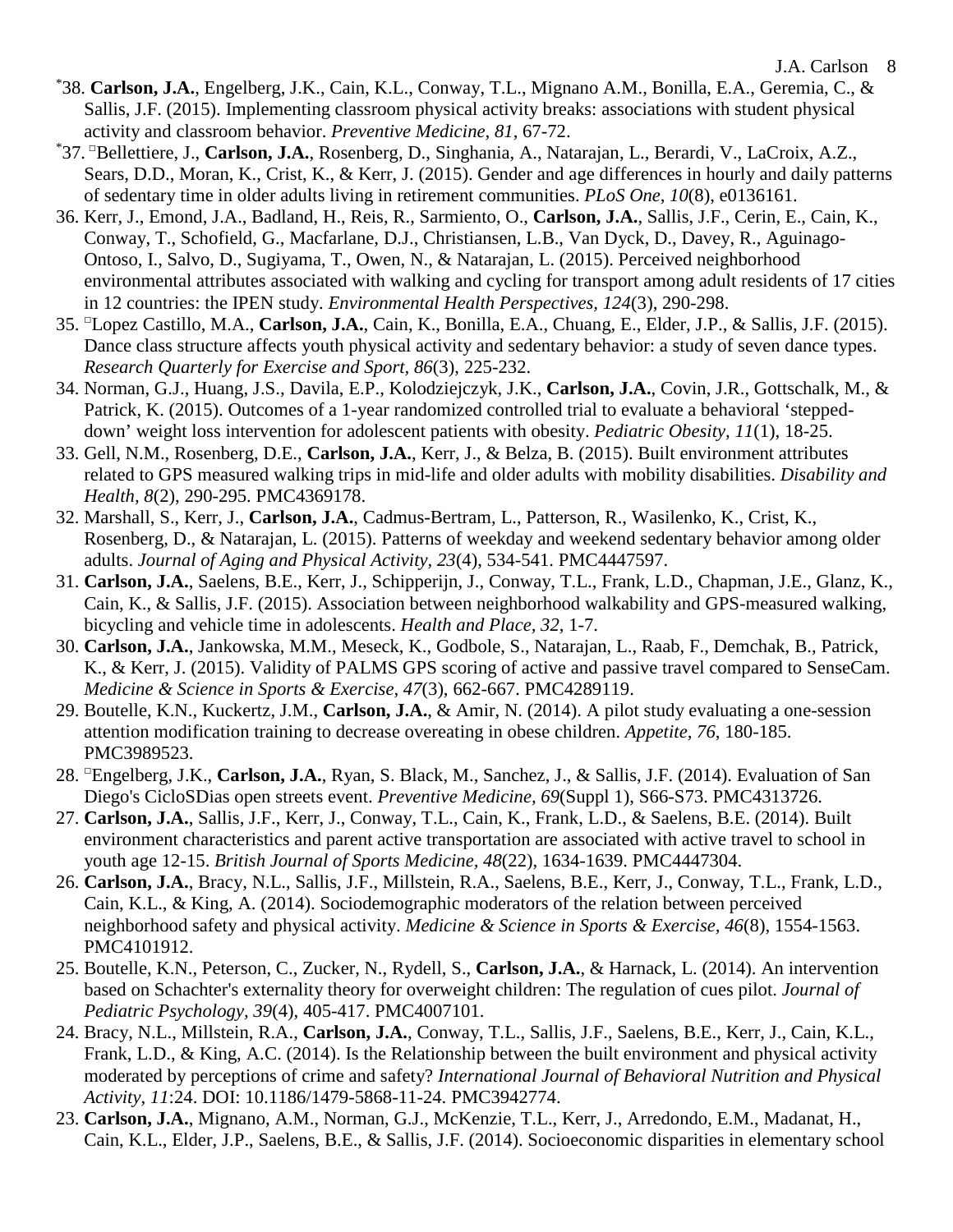[*]38. **Carlson, J.A.**, Engelberg, J.K., Cain, K.L., Conway, T.L., Mignano A.M., Bonilla, E.A., Geremia, C., & Sallis, J.F. (2015). Implementing classroom physical activity breaks: associations with student physical activity and classroom behavior. *Preventive Medicine, 81*, 67-72.

[*]37. □Bellettiere, J., **Carlson, J.A.**, Rosenberg, D., Singhania, A., Natarajan, L., Berardi, V., LaCroix, A.Z., Sears, D.D., Moran, K., Crist, K., & Kerr, J. (2015). Gender and age differences in hourly and daily patterns of sedentary time in older adults living in retirement communities. *PLoS One, 10*(8), e0136161.

36. Kerr, J., Emond, J.A., Badland, H., Reis, R., Sarmiento, O., **Carlson, J.A.**, Sallis, J.F., Cerin, E., Cain, K., Conway, T., Schofield, G., Macfarlane, D.J., Christiansen, L.B., Van Dyck, D., Davey, R., Aguinago-Ontoso, I., Salvo, D., Sugiyama, T., Owen, N., & Natarajan, L. (2015). Perceived neighborhood environmental attributes associated with walking and cycling for transport among adult residents of 17 cities in 12 countries: the IPEN study. *Environmental Health Perspectives, 124*(3), 290-298.

35. □Lopez Castillo, M.A., **Carlson, J.A.**, Cain, K., Bonilla, E.A., Chuang, E., Elder, J.P., & Sallis, J.F. (2015). Dance class structure affects youth physical activity and sedentary behavior: a study of seven dance types. *Research Quarterly for Exercise and Sport, 86*(3), 225-232.

34. Norman, G.J., Huang, J.S., Davila, E.P., Kolodziejczyk, J.K., **Carlson, J.A.**, Covin, J.R., Gottschalk, M., & Patrick, K. (2015). Outcomes of a 1-year randomized controlled trial to evaluate a behavioral 'stepped-down' weight loss intervention for adolescent patients with obesity. *Pediatric Obesity, 11*(1), 18-25.

33. Gell, N.M., Rosenberg, D.E., **Carlson, J.A.**, Kerr, J., & Belza, B. (2015). Built environment attributes related to GPS measured walking trips in mid-life and older adults with mobility disabilities. *Disability and Health, 8*(2), 290-295. PMC4369178.

32. Marshall, S., Kerr, J., **Carlson, J.A.**, Cadmus-Bertram, L., Patterson, R., Wasilenko, K., Crist, K., Rosenberg, D., & Natarajan, L. (2015). Patterns of weekday and weekend sedentary behavior among older adults. *Journal of Aging and Physical Activity, 23*(4), 534-541. PMC4447597.

31. **Carlson, J.A.**, Saelens, B.E., Kerr, J., Schipperijn, J., Conway, T.L., Frank, L.D., Chapman, J.E., Glanz, K., Cain, K., & Sallis, J.F. (2015). Association between neighborhood walkability and GPS-measured walking, bicycling and vehicle time in adolescents. *Health and Place, 32*, 1-7.

30. **Carlson, J.A.**, Jankowska, M.M., Meseck, K., Godbole, S., Natarajan, L., Raab, F., Demchak, B., Patrick, K., & Kerr, J. (2015). Validity of PALMS GPS scoring of active and passive travel compared to SenseCam. *Medicine & Science in Sports & Exercise, 47*(3), 662-667. PMC4289119.

29. Boutelle, K.N., Kuckertz, J.M., **Carlson, J.A.**, & Amir, N. (2014). A pilot study evaluating a one-session attention modification training to decrease overeating in obese children. *Appetite, 76*, 180-185. PMC3989523.

28. □Engelberg, J.K., **Carlson, J.A.**, Ryan, S. Black, M., Sanchez, J., & Sallis, J.F. (2014). Evaluation of San Diego's CicloSDias open streets event. *Preventive Medicine, 69*(Suppl 1), S66-S73. PMC4313726.

27. **Carlson, J.A.**, Sallis, J.F., Kerr, J., Conway, T.L., Cain, K., Frank, L.D., & Saelens, B.E. (2014). Built environment characteristics and parent active transportation are associated with active travel to school in youth age 12-15. *British Journal of Sports Medicine, 48*(22), 1634-1639. PMC4447304.

26. **Carlson, J.A.**, Bracy, N.L., Sallis, J.F., Millstein, R.A., Saelens, B.E., Kerr, J., Conway, T.L., Frank, L.D., Cain, K.L., & King, A. (2014). Sociodemographic moderators of the relation between perceived neighborhood safety and physical activity. *Medicine & Science in Sports & Exercise, 46*(8), 1554-1563. PMC4101912.

25. Boutelle, K.N., Peterson, C., Zucker, N., Rydell, S., **Carlson, J.A.**, & Harnack, L. (2014). An intervention based on Schachter's externality theory for overweight children: The regulation of cues pilot. *Journal of Pediatric Psychology, 39*(4), 405-417. PMC4007101.

24. Bracy, N.L., Millstein, R.A., **Carlson, J.A.**, Conway, T.L., Sallis, J.F., Saelens, B.E., Kerr, J., Cain, K.L., Frank, L.D., & King, A.C. (2014). Is the Relationship between the built environment and physical activity moderated by perceptions of crime and safety? *International Journal of Behavioral Nutrition and Physical Activity, 11*:24. DOI: 10.1186/1479-5868-11-24. PMC3942774.

23. **Carlson, J.A.**, Mignano, A.M., Norman, G.J., McKenzie, T.L., Kerr, J., Arredondo, E.M., Madanat, H., Cain, K.L., Elder, J.P., Saelens, B.E., & Sallis, J.F. (2014). Socioeconomic disparities in elementary school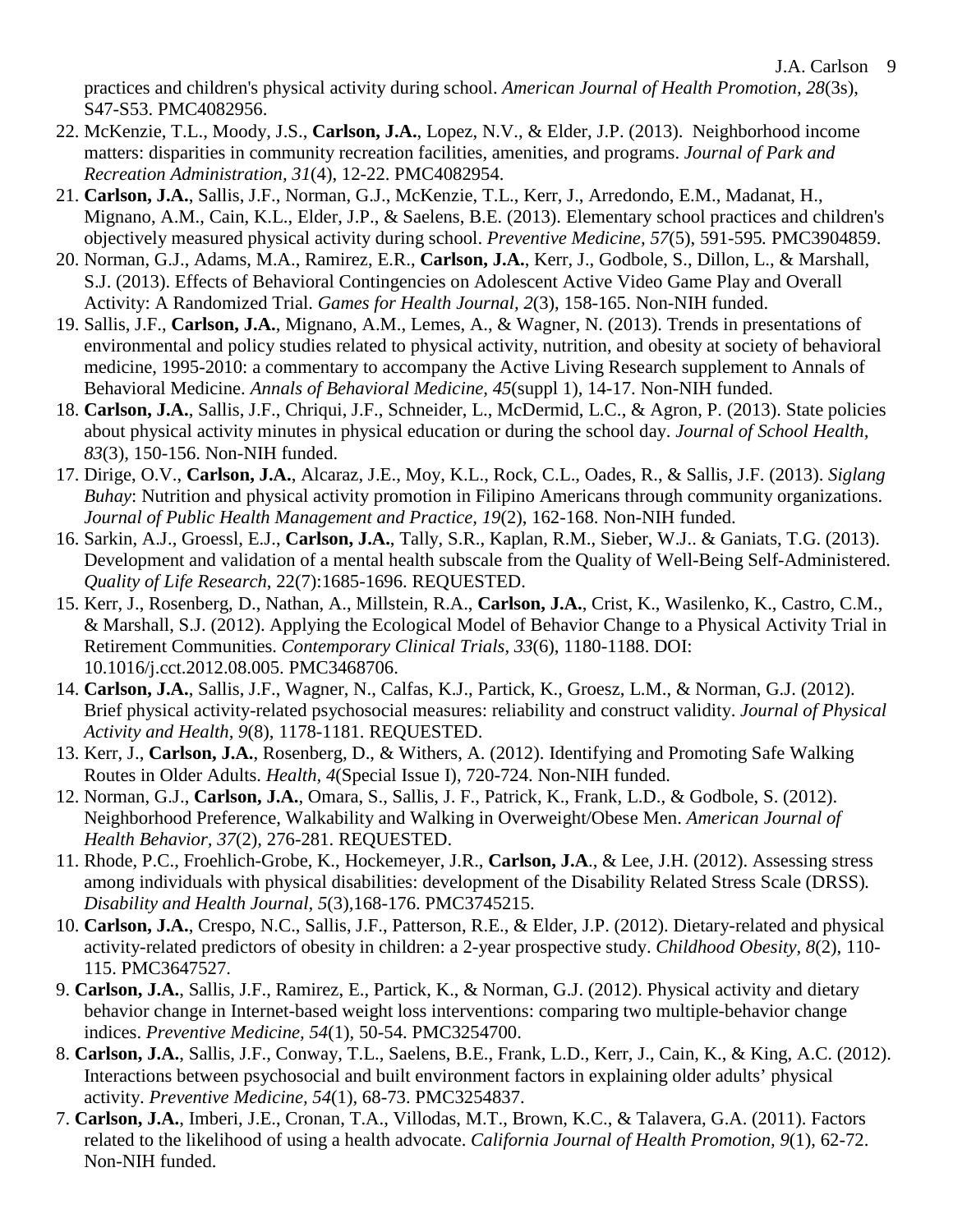practices and children's physical activity during school. *American Journal of Health Promotion, 28*(3s), S47-S53. PMC4082956.

22. McKenzie, T.L., Moody, J.S., **Carlson, J.A.**, Lopez, N.V., & Elder, J.P. (2013). Neighborhood income matters: disparities in community recreation facilities, amenities, and programs. *Journal of Park and Recreation Administration, 31*(4), 12-22. PMC4082954.
21. **Carlson, J.A.**, Sallis, J.F., Norman, G.J., McKenzie, T.L., Kerr, J., Arredondo, E.M., Madanat, H., Mignano, A.M., Cain, K.L., Elder, J.P., & Saelens, B.E. (2013). Elementary school practices and children's objectively measured physical activity during school. *Preventive Medicine, 57*(5), 591-595. PMC3904859.
20. Norman, G.J., Adams, M.A., Ramirez, E.R., **Carlson, J.A.**, Kerr, J., Godbole, S., Dillon, L., & Marshall, S.J. (2013). Effects of Behavioral Contingencies on Adolescent Active Video Game Play and Overall Activity: A Randomized Trial. *Games for Health Journal, 2*(3), 158-165. Non-NIH funded.
19. Sallis, J.F., **Carlson, J.A.**, Mignano, A.M., Lemes, A., & Wagner, N. (2013). Trends in presentations of environmental and policy studies related to physical activity, nutrition, and obesity at society of behavioral medicine, 1995-2010: a commentary to accompany the Active Living Research supplement to Annals of Behavioral Medicine. *Annals of Behavioral Medicine, 45*(suppl 1), 14-17. Non-NIH funded.
18. **Carlson, J.A.**, Sallis, J.F., Chriqui, J.F., Schneider, L., McDermid, L.C., & Agron, P. (2013). State policies about physical activity minutes in physical education or during the school day. *Journal of School Health, 83*(3), 150-156. Non-NIH funded.
17. Dirige, O.V., **Carlson, J.A.**, Alcaraz, J.E., Moy, K.L., Rock, C.L., Oades, R., & Sallis, J.F. (2013). *Siglang Buhay*: Nutrition and physical activity promotion in Filipino Americans through community organizations. *Journal of Public Health Management and Practice, 19*(2), 162-168. Non-NIH funded.
16. Sarkin, A.J., Groessl, E.J., **Carlson, J.A.**, Tally, S.R., Kaplan, R.M., Sieber, W.J.. & Ganiats, T.G. (2013). Development and validation of a mental health subscale from the Quality of Well-Being Self-Administered. *Quality of Life Research*, 22(7):1685-1696. REQUESTED.
15. Kerr, J., Rosenberg, D., Nathan, A., Millstein, R.A., **Carlson, J.A.**, Crist, K., Wasilenko, K., Castro, C.M., & Marshall, S.J. (2012). Applying the Ecological Model of Behavior Change to a Physical Activity Trial in Retirement Communities. *Contemporary Clinical Trials, 33*(6), 1180-1188. DOI: 10.1016/j.cct.2012.08.005. PMC3468706.
14. **Carlson, J.A.**, Sallis, J.F., Wagner, N., Calfas, K.J., Partick, K., Groesz, L.M., & Norman, G.J. (2012). Brief physical activity-related psychosocial measures: reliability and construct validity. *Journal of Physical Activity and Health, 9*(8), 1178-1181. REQUESTED.
13. Kerr, J., **Carlson, J.A.**, Rosenberg, D., & Withers, A. (2012). Identifying and Promoting Safe Walking Routes in Older Adults. *Health, 4*(Special Issue I), 720-724. Non-NIH funded.
12. Norman, G.J., **Carlson, J.A.**, Omara, S., Sallis, J. F., Patrick, K., Frank, L.D., & Godbole, S. (2012). Neighborhood Preference, Walkability and Walking in Overweight/Obese Men. *American Journal of Health Behavior, 37*(2), 276-281. REQUESTED.
11. Rhode, P.C., Froehlich-Grobe, K., Hockemeyer, J.R., **Carlson, J.A**., & Lee, J.H. (2012). Assessing stress among individuals with physical disabilities: development of the Disability Related Stress Scale (DRSS). *Disability and Health Journal, 5*(3),168-176. PMC3745215.
10. **Carlson, J.A.**, Crespo, N.C., Sallis, J.F., Patterson, R.E., & Elder, J.P. (2012). Dietary-related and physical activity-related predictors of obesity in children: a 2-year prospective study. *Childhood Obesity, 8*(2), 110-115. PMC3647527.
9. **Carlson, J.A.**, Sallis, J.F., Ramirez, E., Partick, K., & Norman, G.J. (2012). Physical activity and dietary behavior change in Internet-based weight loss interventions: comparing two multiple-behavior change indices. *Preventive Medicine, 54*(1), 50-54. PMC3254700.
8. **Carlson, J.A.**, Sallis, J.F., Conway, T.L., Saelens, B.E., Frank, L.D., Kerr, J., Cain, K., & King, A.C. (2012). Interactions between psychosocial and built environment factors in explaining older adults' physical activity. *Preventive Medicine, 54*(1), 68-73. PMC3254837.
7. **Carlson, J.A.**, Imberi, J.E., Cronan, T.A., Villodas, M.T., Brown, K.C., & Talavera, G.A. (2011). Factors related to the likelihood of using a health advocate. *California Journal of Health Promotion, 9*(1), 62-72. Non-NIH funded.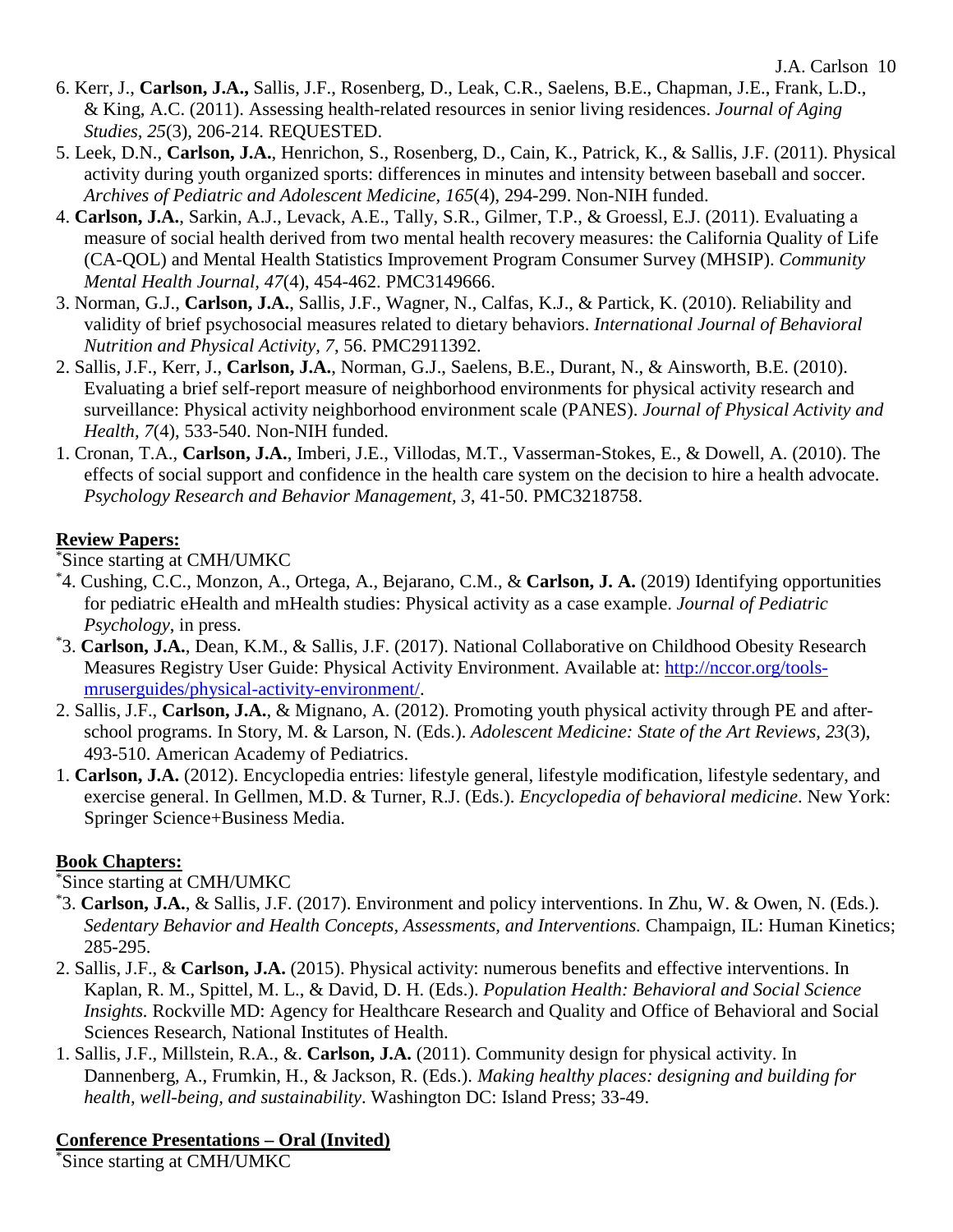6. Kerr, J., **Carlson, J.A.,** Sallis, J.F., Rosenberg, D., Leak, C.R., Saelens, B.E., Chapman, J.E., Frank, L.D., & King, A.C. (2011). Assessing health-related resources in senior living residences. *Journal of Aging Studies*, *25*(3), 206-214. REQUESTED.
5. Leek, D.N., **Carlson, J.A.**, Henrichon, S., Rosenberg, D., Cain, K., Patrick, K., & Sallis, J.F. (2011). Physical activity during youth organized sports: differences in minutes and intensity between baseball and soccer. *Archives of Pediatric and Adolescent Medicine, 165*(4), 294-299. Non-NIH funded.
4. **Carlson, J.A.**, Sarkin, A.J., Levack, A.E., Tally, S.R., Gilmer, T.P., & Groessl, E.J. (2011). Evaluating a measure of social health derived from two mental health recovery measures: the California Quality of Life (CA-QOL) and Mental Health Statistics Improvement Program Consumer Survey (MHSIP). *Community Mental Health Journal, 47*(4), 454-462. PMC3149666.
3. Norman, G.J., **Carlson, J.A.**, Sallis, J.F., Wagner, N., Calfas, K.J., & Partick, K. (2010). Reliability and validity of brief psychosocial measures related to dietary behaviors. *International Journal of Behavioral Nutrition and Physical Activity, 7*, 56. PMC2911392.
2. Sallis, J.F., Kerr, J., **Carlson, J.A.**, Norman, G.J., Saelens, B.E., Durant, N., & Ainsworth, B.E. (2010). Evaluating a brief self-report measure of neighborhood environments for physical activity research and surveillance: Physical activity neighborhood environment scale (PANES). *Journal of Physical Activity and Health, 7*(4), 533-540. Non-NIH funded.
1. Cronan, T.A., **Carlson, J.A.**, Imberi, J.E., Villodas, M.T., Vasserman-Stokes, E., & Dowell, A. (2010). The effects of social support and confidence in the health care system on the decision to hire a health advocate. *Psychology Research and Behavior Management, 3*, 41-50. PMC3218758.

## Review Papers:

*Since starting at CMH/UMKC

*4. Cushing, C.C., Monzon, A., Ortega, A., Bejarano, C.M., & **Carlson, J. A.** (2019) Identifying opportunities for pediatric eHealth and mHealth studies: Physical activity as a case example. *Journal of Pediatric Psychology*, in press.

*3. **Carlson, J.A.**, Dean, K.M., & Sallis, J.F. (2017). National Collaborative on Childhood Obesity Research Measures Registry User Guide: Physical Activity Environment. Available at: http://nccor.org/tools-mruserguides/physical-activity-environment/.

2. Sallis, J.F., **Carlson, J.A.**, & Mignano, A. (2012). Promoting youth physical activity through PE and after-school programs. In Story, M. & Larson, N. (Eds.). *Adolescent Medicine: State of the Art Reviews, 23*(3), 493-510. American Academy of Pediatrics.

1. **Carlson, J.A.** (2012). Encyclopedia entries: lifestyle general, lifestyle modification, lifestyle sedentary, and exercise general. In Gellmen, M.D. & Turner, R.J. (Eds.). *Encyclopedia of behavioral medicine*. New York: Springer Science+Business Media.

## Book Chapters:

*Since starting at CMH/UMKC

*3. **Carlson, J.A.**, & Sallis, J.F. (2017). Environment and policy interventions. In Zhu, W. & Owen, N. (Eds.). *Sedentary Behavior and Health Concepts, Assessments, and Interventions.* Champaign, IL: Human Kinetics; 285-295.

2. Sallis, J.F., & **Carlson, J.A.** (2015). Physical activity: numerous benefits and effective interventions. In Kaplan, R. M., Spittel, M. L., & David, D. H. (Eds.). *Population Health: Behavioral and Social Science Insights.* Rockville MD: Agency for Healthcare Research and Quality and Office of Behavioral and Social Sciences Research, National Institutes of Health.

1. Sallis, J.F., Millstein, R.A., &. **Carlson, J.A.** (2011). Community design for physical activity. In Dannenberg, A., Frumkin, H., & Jackson, R. (Eds.). *Making healthy places: designing and building for health, well-being, and sustainability*. Washington DC: Island Press; 33-49.

## Conference Presentations – Oral (Invited)

*Since starting at CMH/UMKC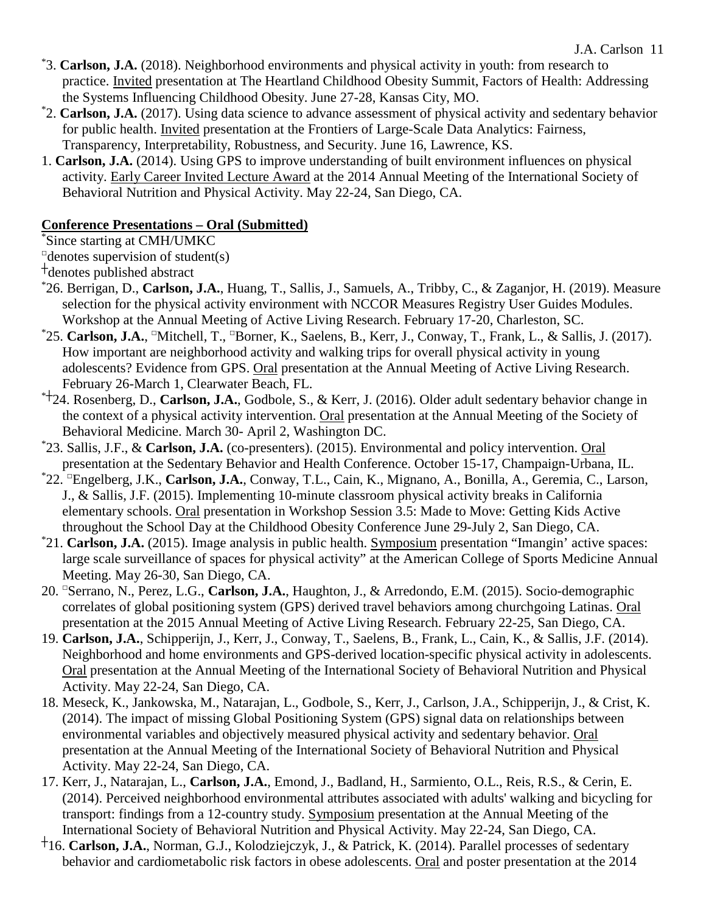*3. **Carlson, J.A.** (2018). Neighborhood environments and physical activity in youth: from research to practice. Invited presentation at The Heartland Childhood Obesity Summit, Factors of Health: Addressing the Systems Influencing Childhood Obesity. June 27-28, Kansas City, MO.

*2. **Carlson, J.A.** (2017). Using data science to advance assessment of physical activity and sedentary behavior for public health. Invited presentation at the Frontiers of Large-Scale Data Analytics: Fairness, Transparency, Interpretability, Robustness, and Security. June 16, Lawrence, KS.

1. **Carlson, J.A.** (2014). Using GPS to improve understanding of built environment influences on physical activity. Early Career Invited Lecture Award at the 2014 Annual Meeting of the International Society of Behavioral Nutrition and Physical Activity. May 22-24, San Diego, CA.

## Conference Presentations – Oral (Submitted)

*Since starting at CMH/UMKC

□denotes supervision of student(s)

┼denotes published abstract

*26. Berrigan, D., **Carlson, J.A.**, Huang, T., Sallis, J., Samuels, A., Tribby, C., & Zaganjor, H. (2019). Measure selection for the physical activity environment with NCCOR Measures Registry User Guides Modules. Workshop at the Annual Meeting of Active Living Research. February 17-20, Charleston, SC.

*25. **Carlson, J.A.**, □Mitchell, T., □Borner, K., Saelens, B., Kerr, J., Conway, T., Frank, L., & Sallis, J. (2017). How important are neighborhood activity and walking trips for overall physical activity in young adolescents? Evidence from GPS. Oral presentation at the Annual Meeting of Active Living Research. February 26-March 1, Clearwater Beach, FL.

*┼24. Rosenberg, D., **Carlson, J.A.**, Godbole, S., & Kerr, J. (2016). Older adult sedentary behavior change in the context of a physical activity intervention. Oral presentation at the Annual Meeting of the Society of Behavioral Medicine. March 30- April 2, Washington DC.

*23. Sallis, J.F., & **Carlson, J.A.** (co-presenters). (2015). Environmental and policy intervention. Oral presentation at the Sedentary Behavior and Health Conference. October 15-17, Champaign-Urbana, IL.

*22. □Engelberg, J.K., **Carlson, J.A.**, Conway, T.L., Cain, K., Mignano, A., Bonilla, A., Geremia, C., Larson, J., & Sallis, J.F. (2015). Implementing 10-minute classroom physical activity breaks in California elementary schools. Oral presentation in Workshop Session 3.5: Made to Move: Getting Kids Active throughout the School Day at the Childhood Obesity Conference June 29-July 2, San Diego, CA.

*21. **Carlson, J.A.** (2015). Image analysis in public health. Symposium presentation "Imangin' active spaces: large scale surveillance of spaces for physical activity" at the American College of Sports Medicine Annual Meeting. May 26-30, San Diego, CA.

20. □Serrano, N., Perez, L.G., **Carlson, J.A.**, Haughton, J., & Arredondo, E.M. (2015). Socio-demographic correlates of global positioning system (GPS) derived travel behaviors among churchgoing Latinas. Oral presentation at the 2015 Annual Meeting of Active Living Research. February 22-25, San Diego, CA.

19. **Carlson, J.A.**, Schipperijn, J., Kerr, J., Conway, T., Saelens, B., Frank, L., Cain, K., & Sallis, J.F. (2014). Neighborhood and home environments and GPS-derived location-specific physical activity in adolescents. Oral presentation at the Annual Meeting of the International Society of Behavioral Nutrition and Physical Activity. May 22-24, San Diego, CA.

18. Meseck, K., Jankowska, M., Natarajan, L., Godbole, S., Kerr, J., Carlson, J.A., Schipperijn, J., & Crist, K. (2014). The impact of missing Global Positioning System (GPS) signal data on relationships between environmental variables and objectively measured physical activity and sedentary behavior. Oral presentation at the Annual Meeting of the International Society of Behavioral Nutrition and Physical Activity. May 22-24, San Diego, CA.

17. Kerr, J., Natarajan, L., **Carlson, J.A.**, Emond, J., Badland, H., Sarmiento, O.L., Reis, R.S., & Cerin, E. (2014). Perceived neighborhood environmental attributes associated with adults' walking and bicycling for transport: findings from a 12-country study. Symposium presentation at the Annual Meeting of the International Society of Behavioral Nutrition and Physical Activity. May 22-24, San Diego, CA.

┼16. **Carlson, J.A.**, Norman, G.J., Kolodziejczyk, J., & Patrick, K. (2014). Parallel processes of sedentary behavior and cardiometabolic risk factors in obese adolescents. Oral and poster presentation at the 2014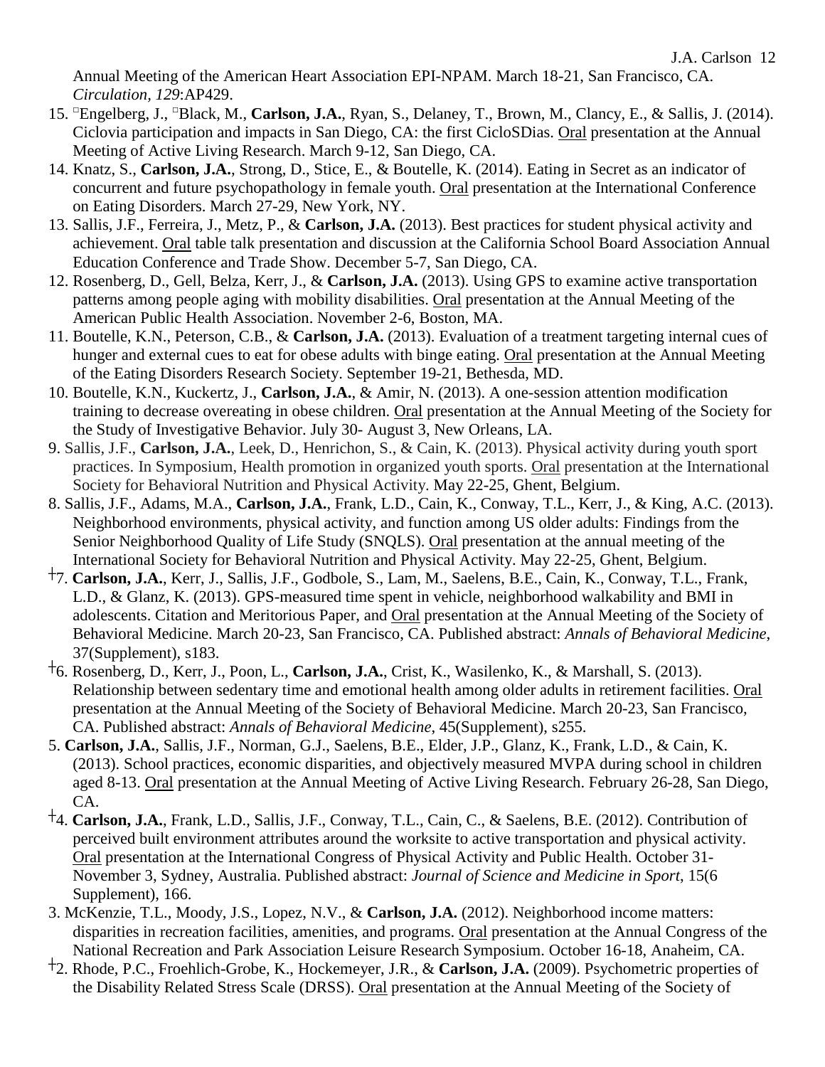Annual Meeting of the American Heart Association EPI-NPAM. March 18-21, San Francisco, CA. *Circulation, 129*:AP429.

15. ▫Engelberg, J., ▫Black, M., **Carlson, J.A.**, Ryan, S., Delaney, T., Brown, M., Clancy, E., & Sallis, J. (2014). Ciclovia participation and impacts in San Diego, CA: the first CicloSDias. Oral presentation at the Annual Meeting of Active Living Research. March 9-12, San Diego, CA.
14. Knatz, S., **Carlson, J.A.**, Strong, D., Stice, E., & Boutelle, K. (2014). Eating in Secret as an indicator of concurrent and future psychopathology in female youth. Oral presentation at the International Conference on Eating Disorders. March 27-29, New York, NY.
13. Sallis, J.F., Ferreira, J., Metz, P., & **Carlson, J.A.** (2013). Best practices for student physical activity and achievement. Oral table talk presentation and discussion at the California School Board Association Annual Education Conference and Trade Show. December 5-7, San Diego, CA.
12. Rosenberg, D., Gell, Belza, Kerr, J., & **Carlson, J.A.** (2013). Using GPS to examine active transportation patterns among people aging with mobility disabilities. Oral presentation at the Annual Meeting of the American Public Health Association. November 2-6, Boston, MA.
11. Boutelle, K.N., Peterson, C.B., & **Carlson, J.A.** (2013). Evaluation of a treatment targeting internal cues of hunger and external cues to eat for obese adults with binge eating. Oral presentation at the Annual Meeting of the Eating Disorders Research Society. September 19-21, Bethesda, MD.
10. Boutelle, K.N., Kuckertz, J., **Carlson, J.A.**, & Amir, N. (2013). A one-session attention modification training to decrease overeating in obese children. Oral presentation at the Annual Meeting of the Society for the Study of Investigative Behavior. July 30- August 3, New Orleans, LA.
9. Sallis, J.F., **Carlson, J.A.**, Leek, D., Henrichon, S., & Cain, K. (2013). Physical activity during youth sport practices. In Symposium, Health promotion in organized youth sports. Oral presentation at the International Society for Behavioral Nutrition and Physical Activity. May 22-25, Ghent, Belgium.
8. Sallis, J.F., Adams, M.A., **Carlson, J.A.**, Frank, L.D., Cain, K., Conway, T.L., Kerr, J., & King, A.C. (2013). Neighborhood environments, physical activity, and function among US older adults: Findings from the Senior Neighborhood Quality of Life Study (SNQLS). Oral presentation at the annual meeting of the International Society for Behavioral Nutrition and Physical Activity. May 22-25, Ghent, Belgium.
†7. **Carlson, J.A.**, Kerr, J., Sallis, J.F., Godbole, S., Lam, M., Saelens, B.E., Cain, K., Conway, T.L., Frank, L.D., & Glanz, K. (2013). GPS-measured time spent in vehicle, neighborhood walkability and BMI in adolescents. Citation and Meritorious Paper, and Oral presentation at the Annual Meeting of the Society of Behavioral Medicine. March 20-23, San Francisco, CA. Published abstract: *Annals of Behavioral Medicine*, 37(Supplement), s183.
†6. Rosenberg, D., Kerr, J., Poon, L., **Carlson, J.A.**, Crist, K., Wasilenko, K., & Marshall, S. (2013). Relationship between sedentary time and emotional health among older adults in retirement facilities. Oral presentation at the Annual Meeting of the Society of Behavioral Medicine. March 20-23, San Francisco, CA. Published abstract: *Annals of Behavioral Medicine*, 45(Supplement), s255.
5. **Carlson, J.A.**, Sallis, J.F., Norman, G.J., Saelens, B.E., Elder, J.P., Glanz, K., Frank, L.D., & Cain, K. (2013). School practices, economic disparities, and objectively measured MVPA during school in children aged 8-13. Oral presentation at the Annual Meeting of Active Living Research. February 26-28, San Diego, CA.
†4. **Carlson, J.A.**, Frank, L.D., Sallis, J.F., Conway, T.L., Cain, C., & Saelens, B.E. (2012). Contribution of perceived built environment attributes around the worksite to active transportation and physical activity. Oral presentation at the International Congress of Physical Activity and Public Health. October 31-November 3, Sydney, Australia. Published abstract: *Journal of Science and Medicine in Sport*, 15(6 Supplement), 166.
3. McKenzie, T.L., Moody, J.S., Lopez, N.V., & **Carlson, J.A.** (2012). Neighborhood income matters: disparities in recreation facilities, amenities, and programs. Oral presentation at the Annual Congress of the National Recreation and Park Association Leisure Research Symposium. October 16-18, Anaheim, CA.
†2. Rhode, P.C., Froehlich-Grobe, K., Hockemeyer, J.R., & **Carlson, J.A.** (2009). Psychometric properties of the Disability Related Stress Scale (DRSS). Oral presentation at the Annual Meeting of the Society of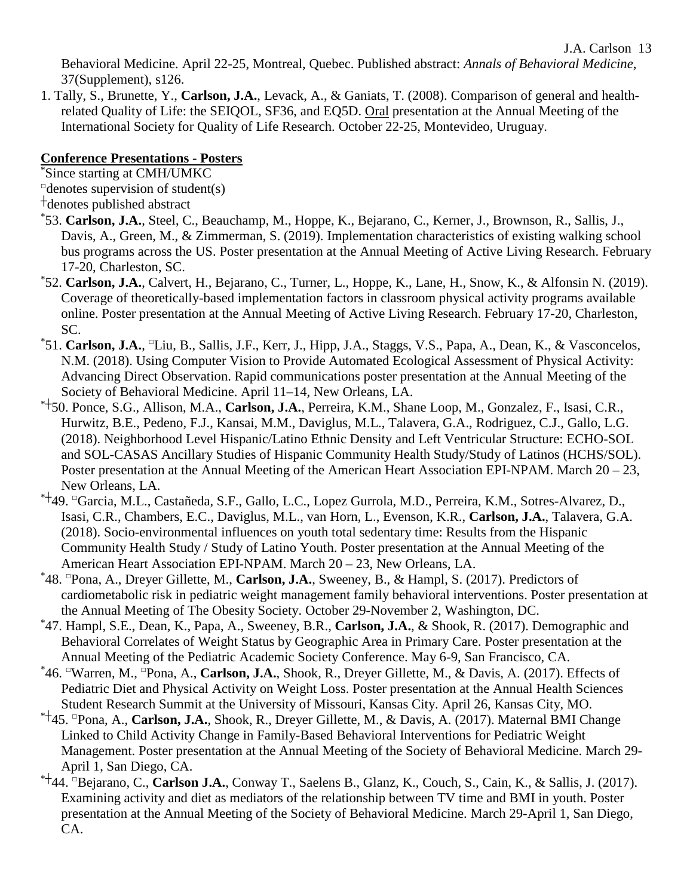Behavioral Medicine. April 22-25, Montreal, Quebec. Published abstract: *Annals of Behavioral Medicine*, 37(Supplement), s126.

1. Tally, S., Brunette, Y., **Carlson, J.A.**, Levack, A., & Ganiats, T. (2008). Comparison of general and health-related Quality of Life: the SEIQOL, SF36, and EQ5D. Oral presentation at the Annual Meeting of the International Society for Quality of Life Research. October 22-25, Montevideo, Uruguay.

**Conference Presentations - Posters**

*Since starting at CMH/UMKC
□denotes supervision of student(s)
┼denotes published abstract

*53. **Carlson, J.A.**, Steel, C., Beauchamp, M., Hoppe, K., Bejarano, C., Kerner, J., Brownson, R., Sallis, J., Davis, A., Green, M., & Zimmerman, S. (2019). Implementation characteristics of existing walking school bus programs across the US. Poster presentation at the Annual Meeting of Active Living Research. February 17-20, Charleston, SC.

*52. **Carlson, J.A.**, Calvert, H., Bejarano, C., Turner, L., Hoppe, K., Lane, H., Snow, K., & Alfonsin N. (2019). Coverage of theoretically-based implementation factors in classroom physical activity programs available online. Poster presentation at the Annual Meeting of Active Living Research. February 17-20, Charleston, SC.

*51. **Carlson, J.A.**, □Liu, B., Sallis, J.F., Kerr, J., Hipp, J.A., Staggs, V.S., Papa, A., Dean, K., & Vasconcelos, N.M. (2018). Using Computer Vision to Provide Automated Ecological Assessment of Physical Activity: Advancing Direct Observation. Rapid communications poster presentation at the Annual Meeting of the Society of Behavioral Medicine. April 11–14, New Orleans, LA.

*┼50. Ponce, S.G., Allison, M.A., **Carlson, J.A.**, Perreira, K.M., Shane Loop, M., Gonzalez, F., Isasi, C.R., Hurwitz, B.E., Pedeno, F.J., Kansai, M.M., Daviglus, M.L., Talavera, G.A., Rodriguez, C.J., Gallo, L.G. (2018). Neighborhood Level Hispanic/Latino Ethnic Density and Left Ventricular Structure: ECHO-SOL and SOL-CASAS Ancillary Studies of Hispanic Community Health Study/Study of Latinos (HCHS/SOL). Poster presentation at the Annual Meeting of the American Heart Association EPI-NPAM. March 20 – 23, New Orleans, LA.

*┼49. □Garcia, M.L., Castañeda, S.F., Gallo, L.C., Lopez Gurrola, M.D., Perreira, K.M., Sotres-Alvarez, D., Isasi, C.R., Chambers, E.C., Daviglus, M.L., van Horn, L., Evenson, K.R., **Carlson, J.A.**, Talavera, G.A. (2018). Socio-environmental influences on youth total sedentary time: Results from the Hispanic Community Health Study / Study of Latino Youth. Poster presentation at the Annual Meeting of the American Heart Association EPI-NPAM. March 20 – 23, New Orleans, LA.

*48. □Pona, A., Dreyer Gillette, M., **Carlson, J.A.**, Sweeney, B., & Hampl, S. (2017). Predictors of cardiometabolic risk in pediatric weight management family behavioral interventions. Poster presentation at the Annual Meeting of The Obesity Society. October 29-November 2, Washington, DC.

*47. Hampl, S.E., Dean, K., Papa, A., Sweeney, B.R., **Carlson, J.A.**, & Shook, R. (2017). Demographic and Behavioral Correlates of Weight Status by Geographic Area in Primary Care. Poster presentation at the Annual Meeting of the Pediatric Academic Society Conference. May 6-9, San Francisco, CA.

*46. □Warren, M., □Pona, A., **Carlson, J.A.**, Shook, R., Dreyer Gillette, M., & Davis, A. (2017). Effects of Pediatric Diet and Physical Activity on Weight Loss. Poster presentation at the Annual Health Sciences Student Research Summit at the University of Missouri, Kansas City. April 26, Kansas City, MO.

*┼45. □Pona, A., **Carlson, J.A.**, Shook, R., Dreyer Gillette, M., & Davis, A. (2017). Maternal BMI Change Linked to Child Activity Change in Family-Based Behavioral Interventions for Pediatric Weight Management. Poster presentation at the Annual Meeting of the Society of Behavioral Medicine. March 29-April 1, San Diego, CA.

*┼44. □Bejarano, C., **Carlson J.A.**, Conway T., Saelens B., Glanz, K., Couch, S., Cain, K., & Sallis, J. (2017). Examining activity and diet as mediators of the relationship between TV time and BMI in youth. Poster presentation at the Annual Meeting of the Society of Behavioral Medicine. March 29-April 1, San Diego, CA.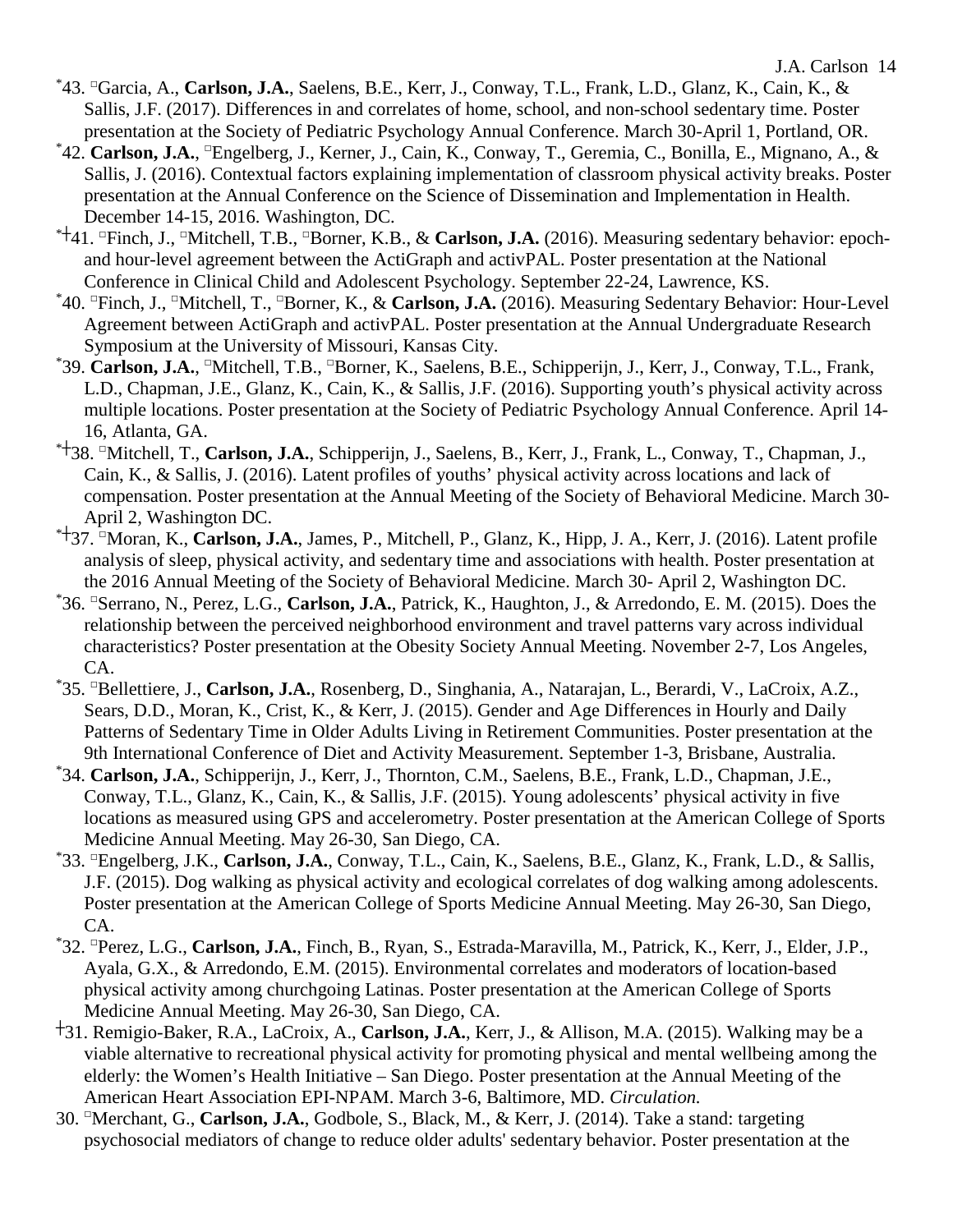[*]43. ▫Garcia, A., **Carlson, J.A.**, Saelens, B.E., Kerr, J., Conway, T.L., Frank, L.D., Glanz, K., Cain, K., & Sallis, J.F. (2017). Differences in and correlates of home, school, and non-school sedentary time. Poster presentation at the Society of Pediatric Psychology Annual Conference. March 30-April 1, Portland, OR.

[*]42. **Carlson, J.A.**, ▫Engelberg, J., Kerner, J., Cain, K., Conway, T., Geremia, C., Bonilla, E., Mignano, A., & Sallis, J. (2016). Contextual factors explaining implementation of classroom physical activity breaks. Poster presentation at the Annual Conference on the Science of Dissemination and Implementation in Health. December 14-15, 2016. Washington, DC.

[*]┼41. ▫Finch, J., ▫Mitchell, T.B., ▫Borner, K.B., & **Carlson, J.A.** (2016). Measuring sedentary behavior: epoch- and hour-level agreement between the ActiGraph and activPAL. Poster presentation at the National Conference in Clinical Child and Adolescent Psychology. September 22-24, Lawrence, KS.

[*]40. ▫Finch, J., ▫Mitchell, T., ▫Borner, K., & **Carlson, J.A.** (2016). Measuring Sedentary Behavior: Hour-Level Agreement between ActiGraph and activPAL. Poster presentation at the Annual Undergraduate Research Symposium at the University of Missouri, Kansas City.

[*]39. **Carlson, J.A.**, ▫Mitchell, T.B., ▫Borner, K., Saelens, B.E., Schipperijn, J., Kerr, J., Conway, T.L., Frank, L.D., Chapman, J.E., Glanz, K., Cain, K., & Sallis, J.F. (2016). Supporting youth's physical activity across multiple locations. Poster presentation at the Society of Pediatric Psychology Annual Conference. April 14-16, Atlanta, GA.

[*]┼38. ▫Mitchell, T., **Carlson, J.A.**, Schipperijn, J., Saelens, B., Kerr, J., Frank, L., Conway, T., Chapman, J., Cain, K., & Sallis, J. (2016). Latent profiles of youths' physical activity across locations and lack of compensation. Poster presentation at the Annual Meeting of the Society of Behavioral Medicine. March 30-April 2, Washington DC.

[*]┼37. ▫Moran, K., **Carlson, J.A.**, James, P., Mitchell, P., Glanz, K., Hipp, J. A., Kerr, J. (2016). Latent profile analysis of sleep, physical activity, and sedentary time and associations with health. Poster presentation at the 2016 Annual Meeting of the Society of Behavioral Medicine. March 30- April 2, Washington DC.

[*]36. ▫Serrano, N., Perez, L.G., **Carlson, J.A.**, Patrick, K., Haughton, J., & Arredondo, E. M. (2015). Does the relationship between the perceived neighborhood environment and travel patterns vary across individual characteristics? Poster presentation at the Obesity Society Annual Meeting. November 2-7, Los Angeles, CA.

[*]35. ▫Bellettiere, J., **Carlson, J.A.**, Rosenberg, D., Singhania, A., Natarajan, L., Berardi, V., LaCroix, A.Z., Sears, D.D., Moran, K., Crist, K., & Kerr, J. (2015). Gender and Age Differences in Hourly and Daily Patterns of Sedentary Time in Older Adults Living in Retirement Communities. Poster presentation at the 9th International Conference of Diet and Activity Measurement. September 1-3, Brisbane, Australia.

[*]34. **Carlson, J.A.**, Schipperijn, J., Kerr, J., Thornton, C.M., Saelens, B.E., Frank, L.D., Chapman, J.E., Conway, T.L., Glanz, K., Cain, K., & Sallis, J.F. (2015). Young adolescents' physical activity in five locations as measured using GPS and accelerometry. Poster presentation at the American College of Sports Medicine Annual Meeting. May 26-30, San Diego, CA.

[*]33. ▫Engelberg, J.K., **Carlson, J.A.**, Conway, T.L., Cain, K., Saelens, B.E., Glanz, K., Frank, L.D., & Sallis, J.F. (2015). Dog walking as physical activity and ecological correlates of dog walking among adolescents. Poster presentation at the American College of Sports Medicine Annual Meeting. May 26-30, San Diego, CA.

[*]32. ▫Perez, L.G., **Carlson, J.A.**, Finch, B., Ryan, S., Estrada-Maravilla, M., Patrick, K., Kerr, J., Elder, J.P., Ayala, G.X., & Arredondo, E.M. (2015). Environmental correlates and moderators of location-based physical activity among churchgoing Latinas. Poster presentation at the American College of Sports Medicine Annual Meeting. May 26-30, San Diego, CA.

┼31. Remigio-Baker, R.A., LaCroix, A., **Carlson, J.A.**, Kerr, J., & Allison, M.A. (2015). Walking may be a viable alternative to recreational physical activity for promoting physical and mental wellbeing among the elderly: the Women's Health Initiative – San Diego. Poster presentation at the Annual Meeting of the American Heart Association EPI-NPAM. March 3-6, Baltimore, MD. *Circulation.*

30. ▫Merchant, G., **Carlson, J.A.**, Godbole, S., Black, M., & Kerr, J. (2014). Take a stand: targeting psychosocial mediators of change to reduce older adults' sedentary behavior. Poster presentation at the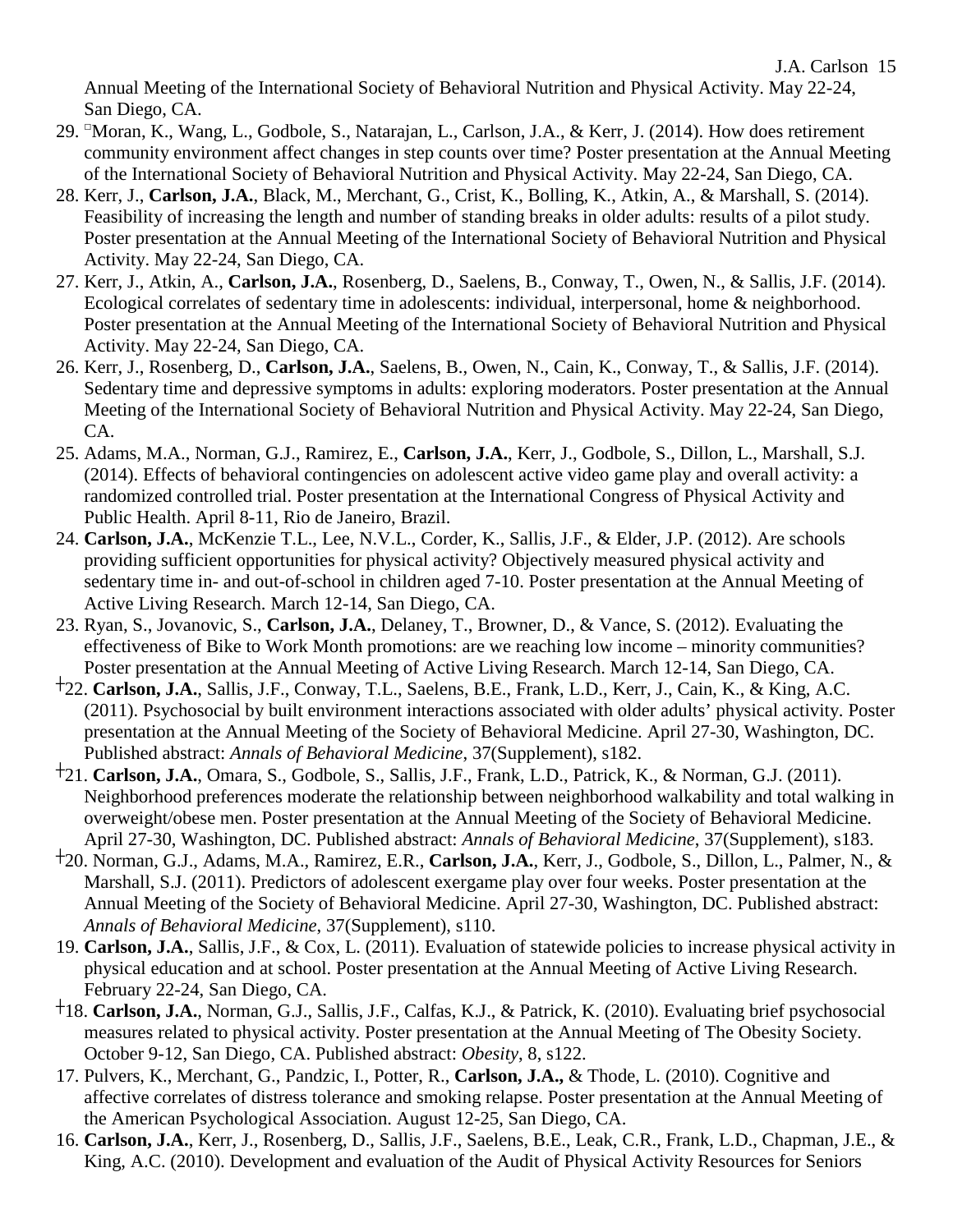Annual Meeting of the International Society of Behavioral Nutrition and Physical Activity. May 22-24, San Diego, CA.

29. ▫Moran, K., Wang, L., Godbole, S., Natarajan, L., Carlson, J.A., & Kerr, J. (2014). How does retirement community environment affect changes in step counts over time? Poster presentation at the Annual Meeting of the International Society of Behavioral Nutrition and Physical Activity. May 22-24, San Diego, CA.
28. Kerr, J., **Carlson, J.A.**, Black, M., Merchant, G., Crist, K., Bolling, K., Atkin, A., & Marshall, S. (2014). Feasibility of increasing the length and number of standing breaks in older adults: results of a pilot study. Poster presentation at the Annual Meeting of the International Society of Behavioral Nutrition and Physical Activity. May 22-24, San Diego, CA.
27. Kerr, J., Atkin, A., **Carlson, J.A.**, Rosenberg, D., Saelens, B., Conway, T., Owen, N., & Sallis, J.F. (2014). Ecological correlates of sedentary time in adolescents: individual, interpersonal, home & neighborhood. Poster presentation at the Annual Meeting of the International Society of Behavioral Nutrition and Physical Activity. May 22-24, San Diego, CA.
26. Kerr, J., Rosenberg, D., **Carlson, J.A.**, Saelens, B., Owen, N., Cain, K., Conway, T., & Sallis, J.F. (2014). Sedentary time and depressive symptoms in adults: exploring moderators. Poster presentation at the Annual Meeting of the International Society of Behavioral Nutrition and Physical Activity. May 22-24, San Diego, CA.
25. Adams, M.A., Norman, G.J., Ramirez, E., **Carlson, J.A.**, Kerr, J., Godbole, S., Dillon, L., Marshall, S.J. (2014). Effects of behavioral contingencies on adolescent active video game play and overall activity: a randomized controlled trial. Poster presentation at the International Congress of Physical Activity and Public Health. April 8-11, Rio de Janeiro, Brazil.
24. **Carlson, J.A.**, McKenzie T.L., Lee, N.V.L., Corder, K., Sallis, J.F., & Elder, J.P. (2012). Are schools providing sufficient opportunities for physical activity? Objectively measured physical activity and sedentary time in- and out-of-school in children aged 7-10. Poster presentation at the Annual Meeting of Active Living Research. March 12-14, San Diego, CA.
23. Ryan, S., Jovanovic, S., **Carlson, J.A.**, Delaney, T., Browner, D., & Vance, S. (2012). Evaluating the effectiveness of Bike to Work Month promotions: are we reaching low income – minority communities? Poster presentation at the Annual Meeting of Active Living Research. March 12-14, San Diego, CA.
22. †**Carlson, J.A.**, Sallis, J.F., Conway, T.L., Saelens, B.E., Frank, L.D., Kerr, J., Cain, K., & King, A.C. (2011). Psychosocial by built environment interactions associated with older adults' physical activity. Poster presentation at the Annual Meeting of the Society of Behavioral Medicine. April 27-30, Washington, DC. Published abstract: *Annals of Behavioral Medicine*, 37(Supplement), s182.
21. †**Carlson, J.A.**, Omara, S., Godbole, S., Sallis, J.F., Frank, L.D., Patrick, K., & Norman, G.J. (2011). Neighborhood preferences moderate the relationship between neighborhood walkability and total walking in overweight/obese men. Poster presentation at the Annual Meeting of the Society of Behavioral Medicine. April 27-30, Washington, DC. Published abstract: *Annals of Behavioral Medicine*, 37(Supplement), s183.
20. †Norman, G.J., Adams, M.A., Ramirez, E.R., **Carlson, J.A.**, Kerr, J., Godbole, S., Dillon, L., Palmer, N., & Marshall, S.J. (2011). Predictors of adolescent exergame play over four weeks. Poster presentation at the Annual Meeting of the Society of Behavioral Medicine. April 27-30, Washington, DC. Published abstract: *Annals of Behavioral Medicine*, 37(Supplement), s110.
19. **Carlson, J.A.**, Sallis, J.F., & Cox, L. (2011). Evaluation of statewide policies to increase physical activity in physical education and at school. Poster presentation at the Annual Meeting of Active Living Research. February 22-24, San Diego, CA.
18. †**Carlson, J.A.**, Norman, G.J., Sallis, J.F., Calfas, K.J., & Patrick, K. (2010). Evaluating brief psychosocial measures related to physical activity. Poster presentation at the Annual Meeting of The Obesity Society. October 9-12, San Diego, CA. Published abstract: *Obesity*, 8, s122.
17. Pulvers, K., Merchant, G., Pandzic, I., Potter, R., **Carlson, J.A.,** & Thode, L. (2010). Cognitive and affective correlates of distress tolerance and smoking relapse. Poster presentation at the Annual Meeting of the American Psychological Association. August 12-25, San Diego, CA.
16. **Carlson, J.A.**, Kerr, J., Rosenberg, D., Sallis, J.F., Saelens, B.E., Leak, C.R., Frank, L.D., Chapman, J.E., & King, A.C. (2010). Development and evaluation of the Audit of Physical Activity Resources for Seniors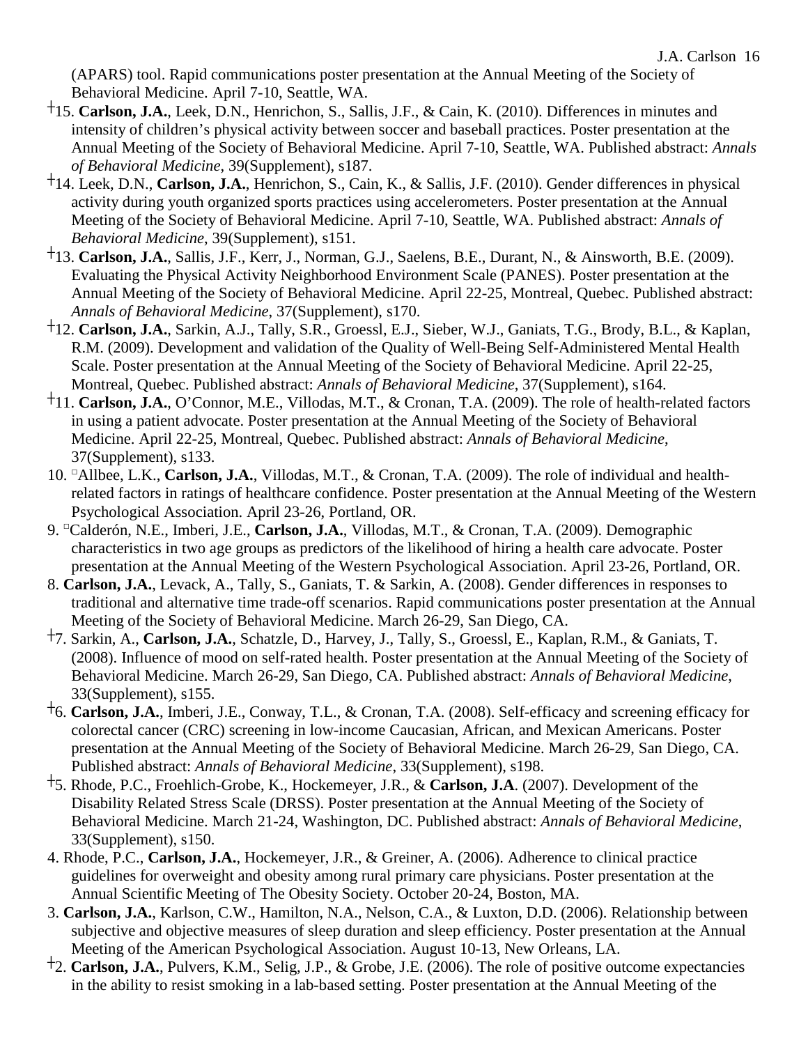(APARS) tool. Rapid communications poster presentation at the Annual Meeting of the Society of Behavioral Medicine. April 7-10, Seattle, WA.

†15. **Carlson, J.A.**, Leek, D.N., Henrichon, S., Sallis, J.F., & Cain, K. (2010). Differences in minutes and intensity of children's physical activity between soccer and baseball practices. Poster presentation at the Annual Meeting of the Society of Behavioral Medicine. April 7-10, Seattle, WA. Published abstract: *Annals of Behavioral Medicine*, 39(Supplement), s187.

†14. Leek, D.N., **Carlson, J.A.**, Henrichon, S., Cain, K., & Sallis, J.F. (2010). Gender differences in physical activity during youth organized sports practices using accelerometers. Poster presentation at the Annual Meeting of the Society of Behavioral Medicine. April 7-10, Seattle, WA. Published abstract: *Annals of Behavioral Medicine*, 39(Supplement), s151.

†13. **Carlson, J.A.**, Sallis, J.F., Kerr, J., Norman, G.J., Saelens, B.E., Durant, N., & Ainsworth, B.E. (2009). Evaluating the Physical Activity Neighborhood Environment Scale (PANES). Poster presentation at the Annual Meeting of the Society of Behavioral Medicine. April 22-25, Montreal, Quebec. Published abstract: *Annals of Behavioral Medicine*, 37(Supplement), s170.

†12. **Carlson, J.A.**, Sarkin, A.J., Tally, S.R., Groessl, E.J., Sieber, W.J., Ganiats, T.G., Brody, B.L., & Kaplan, R.M. (2009). Development and validation of the Quality of Well-Being Self-Administered Mental Health Scale. Poster presentation at the Annual Meeting of the Society of Behavioral Medicine. April 22-25, Montreal, Quebec. Published abstract: *Annals of Behavioral Medicine*, 37(Supplement), s164.

†11. **Carlson, J.A.**, O'Connor, M.E., Villodas, M.T., & Cronan, T.A. (2009). The role of health-related factors in using a patient advocate. Poster presentation at the Annual Meeting of the Society of Behavioral Medicine. April 22-25, Montreal, Quebec. Published abstract: *Annals of Behavioral Medicine*, 37(Supplement), s133.

10. □Allbee, L.K., **Carlson, J.A.**, Villodas, M.T., & Cronan, T.A. (2009). The role of individual and health-related factors in ratings of healthcare confidence. Poster presentation at the Annual Meeting of the Western Psychological Association. April 23-26, Portland, OR.

9. □Calderón, N.E., Imberi, J.E., **Carlson, J.A.**, Villodas, M.T., & Cronan, T.A. (2009). Demographic characteristics in two age groups as predictors of the likelihood of hiring a health care advocate. Poster presentation at the Annual Meeting of the Western Psychological Association. April 23-26, Portland, OR.

8. **Carlson, J.A.**, Levack, A., Tally, S., Ganiats, T. & Sarkin, A. (2008). Gender differences in responses to traditional and alternative time trade-off scenarios. Rapid communications poster presentation at the Annual Meeting of the Society of Behavioral Medicine. March 26-29, San Diego, CA.

†7. Sarkin, A., **Carlson, J.A.**, Schatzle, D., Harvey, J., Tally, S., Groessl, E., Kaplan, R.M., & Ganiats, T. (2008). Influence of mood on self-rated health. Poster presentation at the Annual Meeting of the Society of Behavioral Medicine. March 26-29, San Diego, CA. Published abstract: *Annals of Behavioral Medicine*, 33(Supplement), s155.

†6. **Carlson, J.A.**, Imberi, J.E., Conway, T.L., & Cronan, T.A. (2008). Self-efficacy and screening efficacy for colorectal cancer (CRC) screening in low-income Caucasian, African, and Mexican Americans. Poster presentation at the Annual Meeting of the Society of Behavioral Medicine. March 26-29, San Diego, CA. Published abstract: *Annals of Behavioral Medicine*, 33(Supplement), s198.

†5. Rhode, P.C., Froehlich-Grobe, K., Hockemeyer, J.R., & **Carlson, J.A**. (2007). Development of the Disability Related Stress Scale (DRSS). Poster presentation at the Annual Meeting of the Society of Behavioral Medicine. March 21-24, Washington, DC. Published abstract: *Annals of Behavioral Medicine*, 33(Supplement), s150.

4. Rhode, P.C., **Carlson, J.A.**, Hockemeyer, J.R., & Greiner, A. (2006). Adherence to clinical practice guidelines for overweight and obesity among rural primary care physicians. Poster presentation at the Annual Scientific Meeting of The Obesity Society. October 20-24, Boston, MA.

3. **Carlson, J.A.**, Karlson, C.W., Hamilton, N.A., Nelson, C.A., & Luxton, D.D. (2006). Relationship between subjective and objective measures of sleep duration and sleep efficiency. Poster presentation at the Annual Meeting of the American Psychological Association. August 10-13, New Orleans, LA.

†2. **Carlson, J.A.**, Pulvers, K.M., Selig, J.P., & Grobe, J.E. (2006). The role of positive outcome expectancies in the ability to resist smoking in a lab-based setting. Poster presentation at the Annual Meeting of the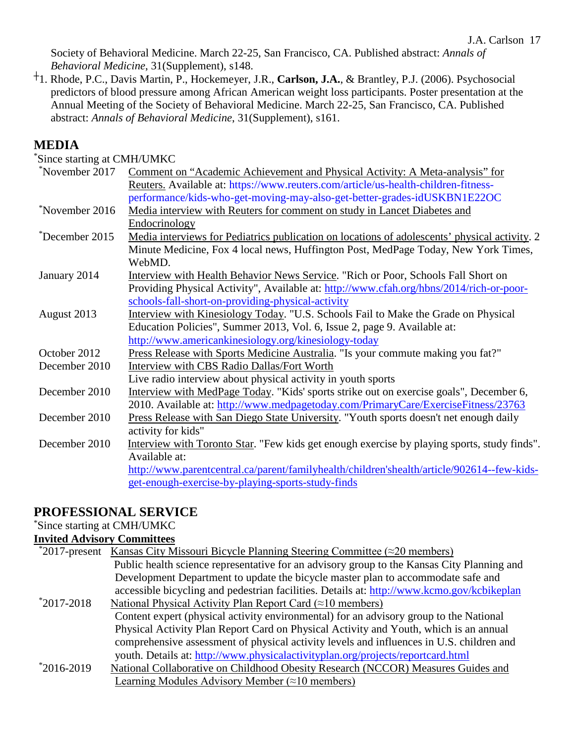Society of Behavioral Medicine. March 22-25, San Francisco, CA. Published abstract: *Annals of Behavioral Medicine*, 31(Supplement), s148.

†1. Rhode, P.C., Davis Martin, P., Hockemeyer, J.R., **Carlson, J.A.**, & Brantley, P.J. (2006). Psychosocial predictors of blood pressure among African American weight loss participants. Poster presentation at the Annual Meeting of the Society of Behavioral Medicine. March 22-25, San Francisco, CA. Published abstract: *Annals of Behavioral Medicine*, 31(Supplement), s161.

## MEDIA

*Since starting at CMH/UMKC

| | |
|---|---|
| *November 2017 | Comment on "Academic Achievement and Physical Activity: A Meta-analysis" for Reuters. Available at: https://www.reuters.com/article/us-health-children-fitness-performance/kids-who-get-moving-may-also-get-better-grades-idUSKBN1E22OC |
| *November 2016 | Media interview with Reuters for comment on study in Lancet Diabetes and Endocrinology |
| *December 2015 | Media interviews for Pediatrics publication on locations of adolescents' physical activity. 2 Minute Medicine, Fox 4 local news, Huffington Post, MedPage Today, New York Times, WebMD. |
| January 2014 | Interview with Health Behavior News Service. "Rich or Poor, Schools Fall Short on Providing Physical Activity", Available at: http://www.cfah.org/hbns/2014/rich-or-poor-schools-fall-short-on-providing-physical-activity |
| August 2013 | Interview with Kinesiology Today. "U.S. Schools Fail to Make the Grade on Physical Education Policies", Summer 2013, Vol. 6, Issue 2, page 9. Available at: http://www.americankinesiology.org/kinesiology-today |
| October 2012 | Press Release with Sports Medicine Australia. "Is your commute making you fat?" |
| December 2010 | Interview with CBS Radio Dallas/Fort Worth<br>Live radio interview about physical activity in youth sports |
| December 2010 | Interview with MedPage Today. "Kids' sports strike out on exercise goals", December 6, 2010. Available at: http://www.medpagetoday.com/PrimaryCare/ExerciseFitness/23763 |
| December 2010 | Press Release with San Diego State University. "Youth sports doesn't net enough daily activity for kids" |
| December 2010 | Interview with Toronto Star. "Few kids get enough exercise by playing sports, study finds". Available at: http://www.parentcentral.ca/parent/familyhealth/children'shealth/article/902614--few-kids-get-enough-exercise-by-playing-sports-study-finds |

## PROFESSIONAL SERVICE

*Since starting at CMH/UMKC

### Invited Advisory Committees

| | |
|---|---|
| *2017-present | Kansas City Missouri Bicycle Planning Steering Committee (≈20 members)<br>Public health science representative for an advisory group to the Kansas City Planning and Development Department to update the bicycle master plan to accommodate safe and accessible bicycling and pedestrian facilities. Details at: http://www.kcmo.gov/kcbikeplan |
| *2017-2018 | National Physical Activity Plan Report Card (≈10 members)<br>Content expert (physical activity environmental) for an advisory group to the National Physical Activity Plan Report Card on Physical Activity and Youth, which is an annual comprehensive assessment of physical activity levels and influences in U.S. children and youth. Details at: http://www.physicalactivityplan.org/projects/reportcard.html |
| *2016-2019 | National Collaborative on Childhood Obesity Research (NCCOR) Measures Guides and Learning Modules Advisory Member (≈10 members) |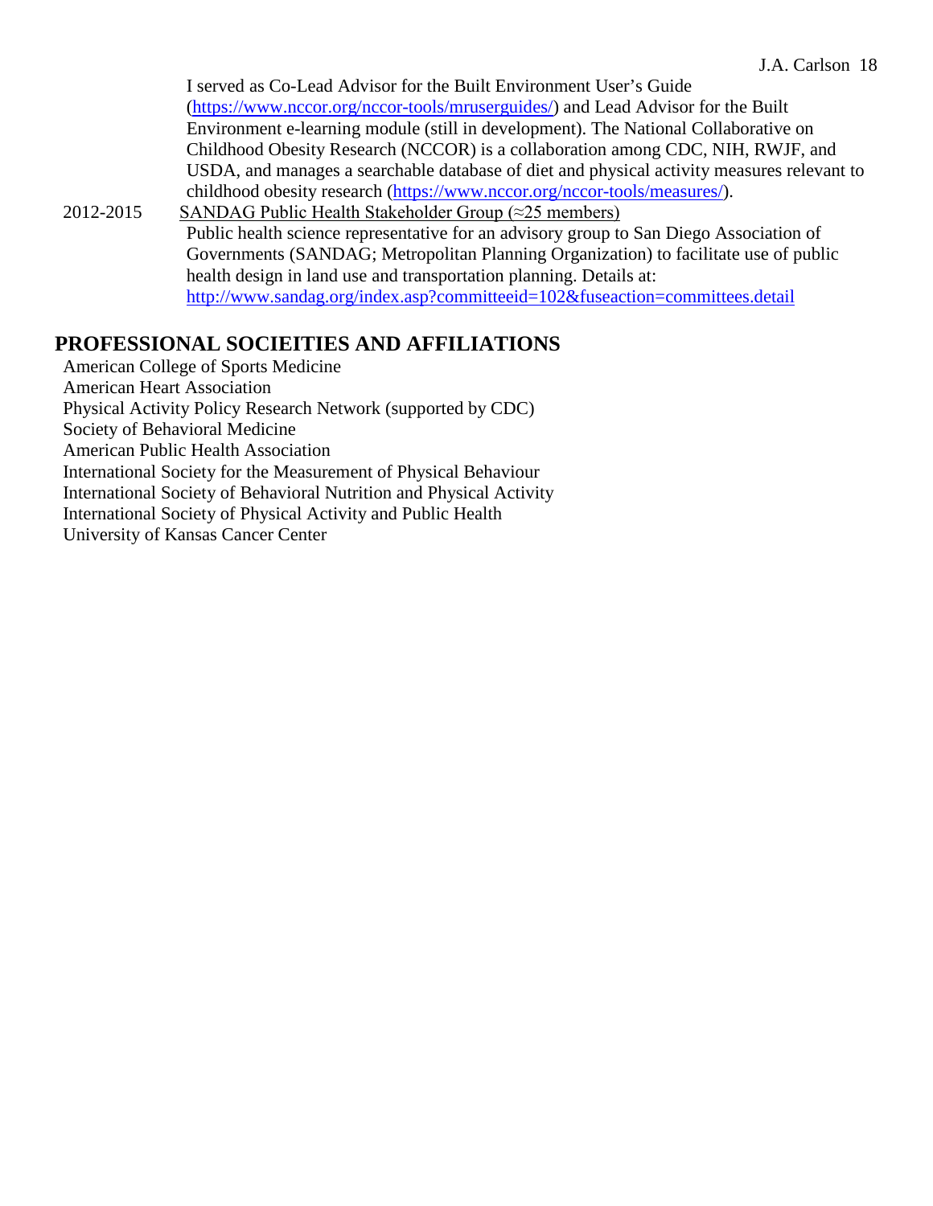I served as Co-Lead Advisor for the Built Environment User's Guide (https://www.nccor.org/nccor-tools/mruserguides/) and Lead Advisor for the Built Environment e-learning module (still in development). The National Collaborative on Childhood Obesity Research (NCCOR) is a collaboration among CDC, NIH, RWJF, and USDA, and manages a searchable database of diet and physical activity measures relevant to childhood obesity research (https://www.nccor.org/nccor-tools/measures/).

2012-2015 SANDAG Public Health Stakeholder Group (≈25 members)

Public health science representative for an advisory group to San Diego Association of Governments (SANDAG; Metropolitan Planning Organization) to facilitate use of public health design in land use and transportation planning. Details at: http://www.sandag.org/index.asp?committeeid=102&fuseaction=committees.detail

## PROFESSIONAL SOCIEITIES AND AFFILIATIONS

American College of Sports Medicine
American Heart Association
Physical Activity Policy Research Network (supported by CDC)
Society of Behavioral Medicine
American Public Health Association
International Society for the Measurement of Physical Behaviour
International Society of Behavioral Nutrition and Physical Activity
International Society of Physical Activity and Public Health
University of Kansas Cancer Center